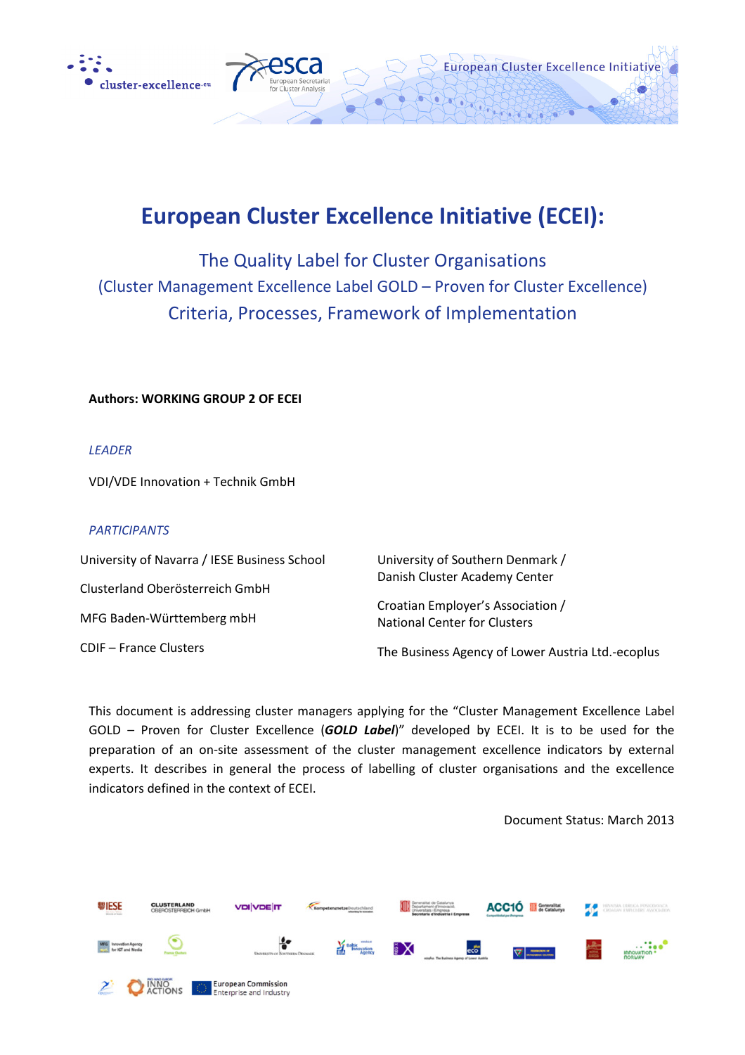# European Cluster Excellence Initiative (ECEI):

## The Quality Label for Cluster Organisations

### (Cluster Management Excellence Label GOLD – Proven for Cluster Excellence)

### Criteria, Processes, Framework of Implementation

**Authors: WORKING GROUP 2 OF ECEI**

*LEADER*

VDI/VDE Innovation + Technik GmbH

*PARTICIPANTS*

University of Navarra / IESE Business School

Clusterland Oberösterreich GmbH

MFG Baden-Württemberg mbH

CDIF – France Clusters

University of Southern Denmark / Danish Cluster Academy Center

Croatian Employer's Association / National Center for Clusters

The Business Agency of Lower Austria Ltd.-ecoplus

This document is addressing cluster managers applying for the "Cluster Management Excellence Label GOLD – Proven for Cluster Excellence (***GOLD Label***)" developed by ECEI. It is to be used for the preparation of an on-site assessment of the cluster management excellence indicators by external experts. It describes in general the process of labelling of cluster organisations and the excellence indicators defined in the context of ECEI.

Document Status: March 2013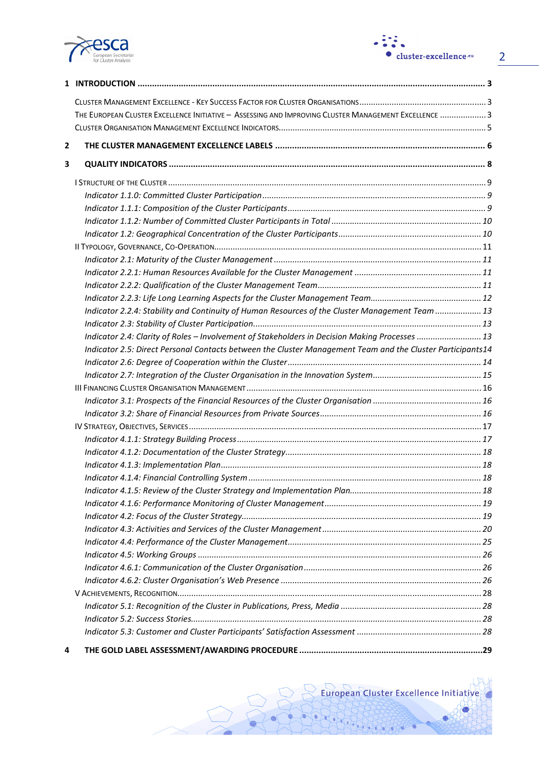1 **INTRODUCTION** ........................................................................................................................ 3

CLUSTER MANAGEMENT EXCELLENCE - KEY SUCCESS FACTOR FOR CLUSTER ORGANISATIONS ........................................ 3

THE EUROPEAN CLUSTER EXCELLENCE INITIATIVE – ASSESSING AND IMPROVING CLUSTER MANAGEMENT EXCELLENCE .................... 3

CLUSTER ORGANISATION MANAGEMENT EXCELLENCE INDICATORS .............................................................. 5

2 **THE CLUSTER MANAGEMENT EXCELLENCE LABELS** .................................................................... 6

3 **QUALITY INDICATORS** .............................................................................................................. 8

I STRUCTURE OF THE CLUSTER ........................................................................................................ 9

*Indicator 1.1.0: Committed Cluster Participation* ........................................................................ 9

*Indicator 1.1.1: Composition of the Cluster Participants* ............................................................ 9

*Indicator 1.1.2: Number of Committed Cluster Participants in Total* ......................................... 10

*Indicator 1.2: Geographical Concentration of the Cluster Participants* ...................................... 10

II TYPOLOGY, GOVERNANCE, CO-OPERATION ................................................................................ 11

*Indicator 2.1: Maturity of the Cluster Management* ................................................................... 11

*Indicator 2.2.1: Human Resources Available for the Cluster Management* ................................ 11

*Indicator 2.2.2: Qualification of the Cluster Management Team* ................................................ 11

*Indicator 2.2.3: Life Long Learning Aspects for the Cluster Management Team* .......................... 12

*Indicator 2.2.4: Stability and Continuity of Human Resources of the Cluster Management Team* ......... 13

*Indicator 2.3: Stability of Cluster Participation* ......................................................................... 13

*Indicator 2.4: Clarity of Roles – Involvement of Stakeholders in Decision Making Processes* ......... 13

*Indicator 2.5: Direct Personal Contacts between the Cluster Management Team and the Cluster Participants* 14

*Indicator 2.6: Degree of Cooperation within the Cluster* ............................................................ 14

*Indicator 2.7: Integration of the Cluster Organisation in the Innovation System* ......................... 15

III FINANCING CLUSTER ORGANISATION MANAGEMENT ............................................................... 16

*Indicator 3.1: Prospects of the Financial Resources of the Cluster Organisation* ......................... 16

*Indicator 3.2: Share of Financial Resources from Private Sources* ............................................... 16

IV STRATEGY, OBJECTIVES, SERVICES ............................................................................................. 17

*Indicator 4.1.1: Strategy Building Process* .................................................................................. 17

*Indicator 4.1.2: Documentation of the Cluster Strategy* ............................................................. 18

*Indicator 4.1.3: Implementation Plan* ......................................................................................... 18

*Indicator 4.1.4: Financial Controlling System* ............................................................................. 18

*Indicator 4.1.5: Review of the Cluster Strategy and Implementation Plan* ................................... 18

*Indicator 4.1.6: Performance Monitoring of Cluster Management* .............................................. 19

*Indicator 4.2: Focus of the Cluster Strategy* ................................................................................ 19

*Indicator 4.3: Activities and Services of the Cluster Management* .............................................. 20

*Indicator 4.4: Performance of the Cluster Management* ............................................................. 25

*Indicator 4.5: Working Groups* .................................................................................................. 26

*Indicator 4.6.1: Communication of the Cluster Organisation* ...................................................... 26

*Indicator 4.6.2: Cluster Organisation's Web Presence* ................................................................ 26

V ACHIEVEMENTS, RECOGNITION .................................................................................................. 28

*Indicator 5.1: Recognition of the Cluster in Publications, Press, Media* ....................................... 28

*Indicator 5.2: Success Stories* ..................................................................................................... 28

*Indicator 5.3: Customer and Cluster Participants' Satisfaction Assessment* ................................ 28

4 **THE GOLD LABEL ASSESSMENT/AWARDING PROCEDURE** ..................................................... 29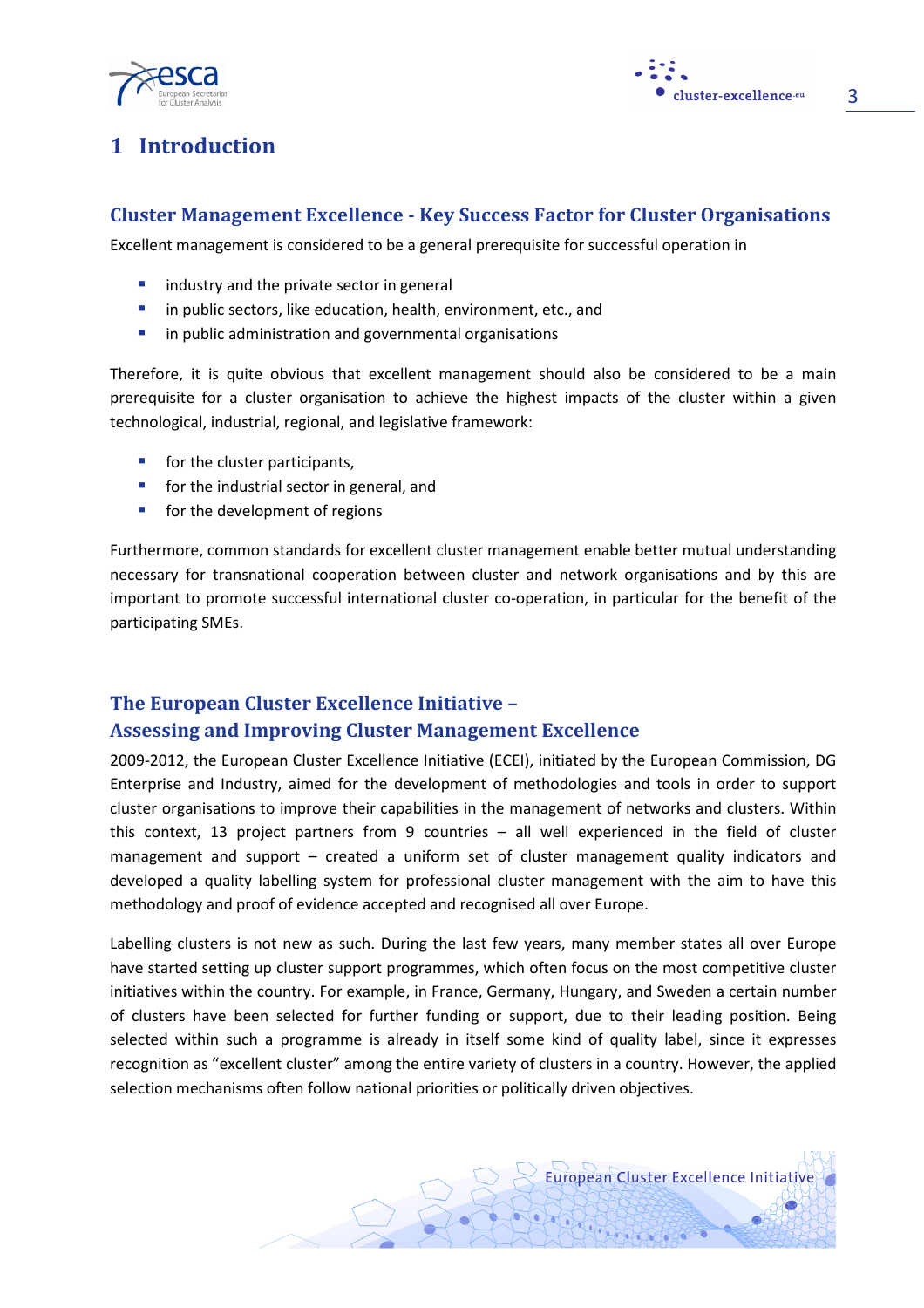# 1 Introduction

## Cluster Management Excellence - Key Success Factor for Cluster Organisations

Excellent management is considered to be a general prerequisite for successful operation in

- industry and the private sector in general
- in public sectors, like education, health, environment, etc., and
- in public administration and governmental organisations

Therefore, it is quite obvious that excellent management should also be considered to be a main prerequisite for a cluster organisation to achieve the highest impacts of the cluster within a given technological, industrial, regional, and legislative framework:

- for the cluster participants,
- for the industrial sector in general, and
- for the development of regions

Furthermore, common standards for excellent cluster management enable better mutual understanding necessary for transnational cooperation between cluster and network organisations and by this are important to promote successful international cluster co-operation, in particular for the benefit of the participating SMEs.

## The European Cluster Excellence Initiative – Assessing and Improving Cluster Management Excellence

2009-2012, the European Cluster Excellence Initiative (ECEI), initiated by the European Commission, DG Enterprise and Industry, aimed for the development of methodologies and tools in order to support cluster organisations to improve their capabilities in the management of networks and clusters. Within this context, 13 project partners from 9 countries – all well experienced in the field of cluster management and support – created a uniform set of cluster management quality indicators and developed a quality labelling system for professional cluster management with the aim to have this methodology and proof of evidence accepted and recognised all over Europe.

Labelling clusters is not new as such. During the last few years, many member states all over Europe have started setting up cluster support programmes, which often focus on the most competitive cluster initiatives within the country. For example, in France, Germany, Hungary, and Sweden a certain number of clusters have been selected for further funding or support, due to their leading position. Being selected within such a programme is already in itself some kind of quality label, since it expresses recognition as "excellent cluster" among the entire variety of clusters in a country. However, the applied selection mechanisms often follow national priorities or politically driven objectives.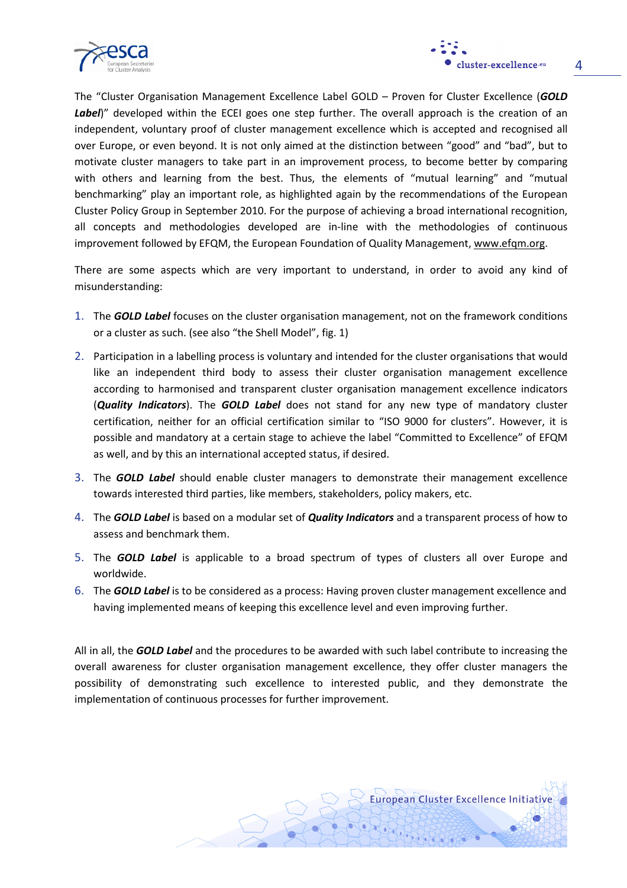The “Cluster Organisation Management Excellence Label GOLD – Proven for Cluster Excellence (***GOLD Label***)” developed within the ECEI goes one step further. The overall approach is the creation of an independent, voluntary proof of cluster management excellence which is accepted and recognised all over Europe, or even beyond. It is not only aimed at the distinction between “good” and “bad”, but to motivate cluster managers to take part in an improvement process, to become better by comparing with others and learning from the best. Thus, the elements of “mutual learning” and “mutual benchmarking” play an important role, as highlighted again by the recommendations of the European Cluster Policy Group in September 2010. For the purpose of achieving a broad international recognition, all concepts and methodologies developed are in-line with the methodologies of continuous improvement followed by EFQM, the European Foundation of Quality Management, www.efqm.org.

There are some aspects which are very important to understand, in order to avoid any kind of misunderstanding:

1. The ***GOLD Label*** focuses on the cluster organisation management, not on the framework conditions or a cluster as such. (see also “the Shell Model”, fig. 1)
2. Participation in a labelling process is voluntary and intended for the cluster organisations that would like an independent third body to assess their cluster organisation management excellence according to harmonised and transparent cluster organisation management excellence indicators (***Quality Indicators***). The ***GOLD Label*** does not stand for any new type of mandatory cluster certification, neither for an official certification similar to “ISO 9000 for clusters”. However, it is possible and mandatory at a certain stage to achieve the label “Committed to Excellence” of EFQM as well, and by this an international accepted status, if desired.
3. The ***GOLD Label*** should enable cluster managers to demonstrate their management excellence towards interested third parties, like members, stakeholders, policy makers, etc.
4. The ***GOLD Label*** is based on a modular set of ***Quality Indicators*** and a transparent process of how to assess and benchmark them.
5. The ***GOLD Label*** is applicable to a broad spectrum of types of clusters all over Europe and worldwide.
6. The ***GOLD Label*** is to be considered as a process: Having proven cluster management excellence and having implemented means of keeping this excellence level and even improving further.

All in all, the ***GOLD Label*** and the procedures to be awarded with such label contribute to increasing the overall awareness for cluster organisation management excellence, they offer cluster managers the possibility of demonstrating such excellence to interested public, and they demonstrate the implementation of continuous processes for further improvement.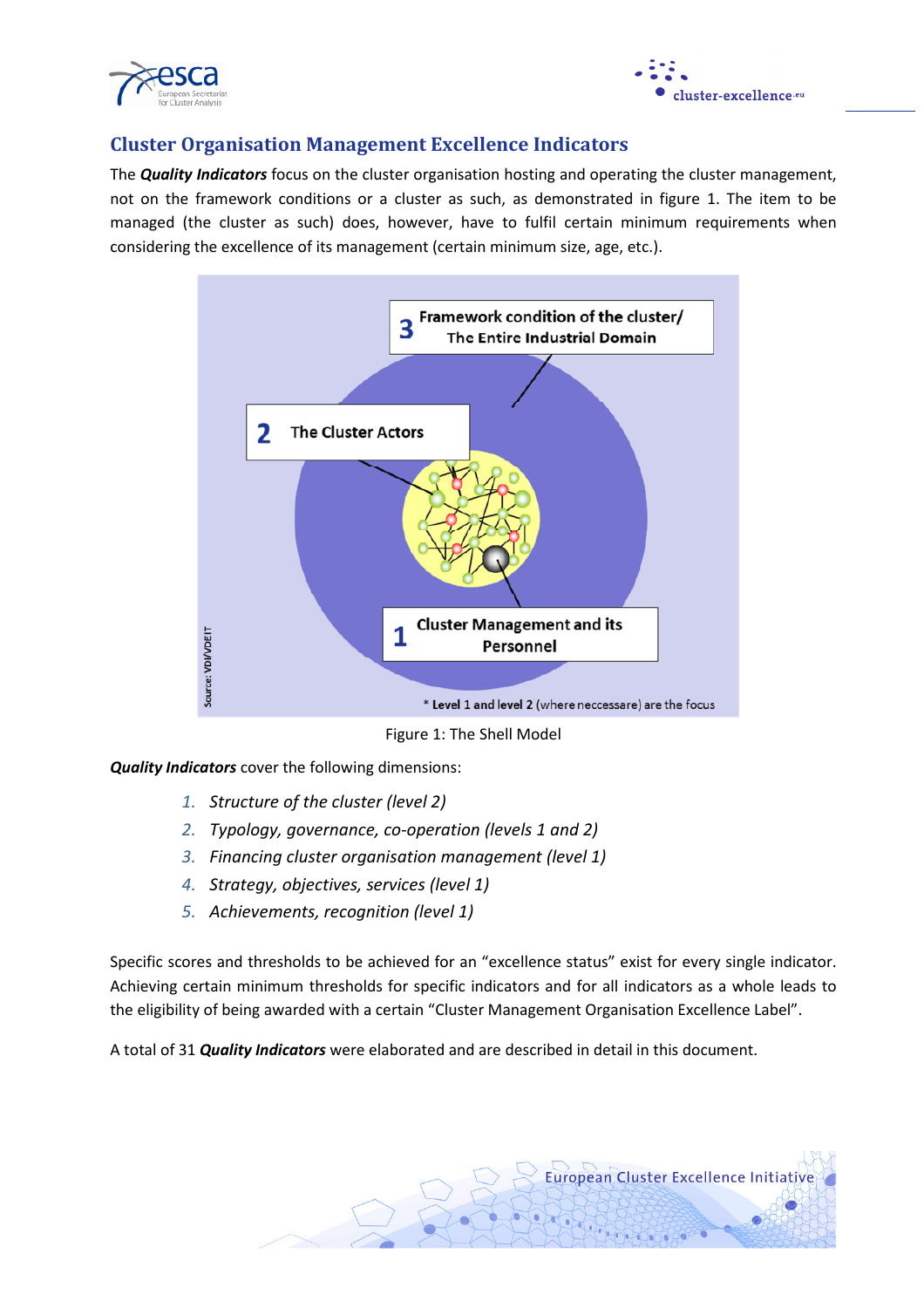## Cluster Organisation Management Excellence Indicators

The ***Quality Indicators*** focus on the cluster organisation hosting and operating the cluster management, not on the framework conditions or a cluster as such, as demonstrated in figure 1. The item to be managed (the cluster as such) does, however, have to fulfil certain minimum requirements when considering the excellence of its management (certain minimum size, age, etc.).

Figure 1: The Shell Model

***Quality Indicators*** cover the following dimensions:

1. *Structure of the cluster (level 2)*
2. *Typology, governance, co-operation (levels 1 and 2)*
3. *Financing cluster organisation management (level 1)*
4. *Strategy, objectives, services (level 1)*
5. *Achievements, recognition (level 1)*

Specific scores and thresholds to be achieved for an "excellence status" exist for every single indicator. Achieving certain minimum thresholds for specific indicators and for all indicators as a whole leads to the eligibility of being awarded with a certain "Cluster Management Organisation Excellence Label".

A total of 31 ***Quality Indicators*** were elaborated and are described in detail in this document.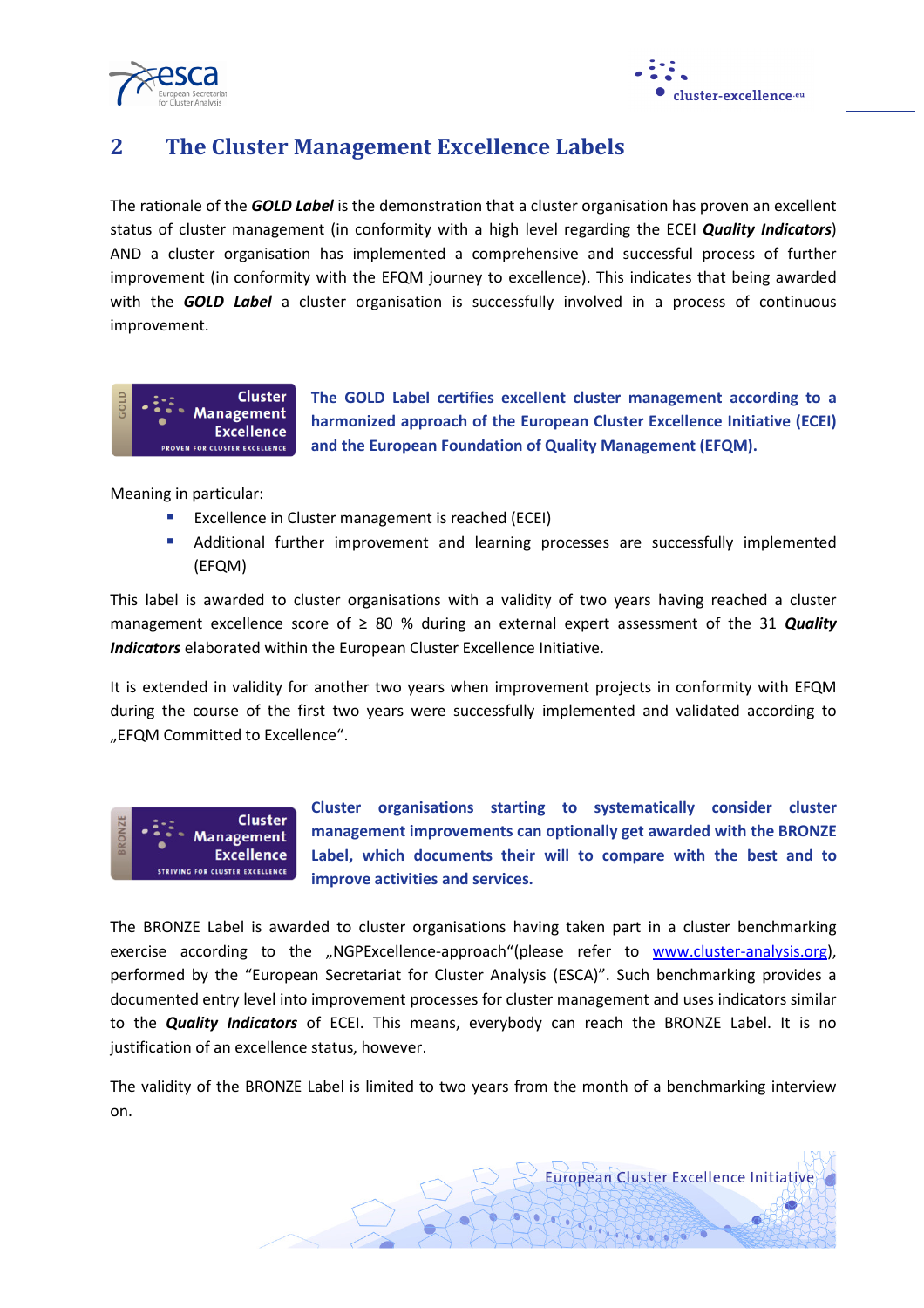## 2 The Cluster Management Excellence Labels

The rationale of the ***GOLD Label*** is the demonstration that a cluster organisation has proven an excellent status of cluster management (in conformity with a high level regarding the ECEI ***Quality Indicators***) AND a cluster organisation has implemented a comprehensive and successful process of further improvement (in conformity with the EFQM journey to excellence). This indicates that being awarded with the ***GOLD Label*** a cluster organisation is successfully involved in a process of continuous improvement.

**The GOLD Label certifies excellent cluster management according to a harmonized approach of the European Cluster Excellence Initiative (ECEI) and the European Foundation of Quality Management (EFQM).**

Meaning in particular:

- Excellence in Cluster management is reached (ECEI)
- Additional further improvement and learning processes are successfully implemented (EFQM)

This label is awarded to cluster organisations with a validity of two years having reached a cluster management excellence score of ≥ 80 % during an external expert assessment of the 31 ***Quality Indicators*** elaborated within the European Cluster Excellence Initiative.

It is extended in validity for another two years when improvement projects in conformity with EFQM during the course of the first two years were successfully implemented and validated according to „EFQM Committed to Excellence".

**Cluster organisations starting to systematically consider cluster management improvements can optionally get awarded with the BRONZE Label, which documents their will to compare with the best and to improve activities and services.**

The BRONZE Label is awarded to cluster organisations having taken part in a cluster benchmarking exercise according to the „NGPExcellence-approach"(please refer to www.cluster-analysis.org), performed by the "European Secretariat for Cluster Analysis (ESCA)". Such benchmarking provides a documented entry level into improvement processes for cluster management and uses indicators similar to the ***Quality Indicators*** of ECEI. This means, everybody can reach the BRONZE Label. It is no justification of an excellence status, however.

The validity of the BRONZE Label is limited to two years from the month of a benchmarking interview on.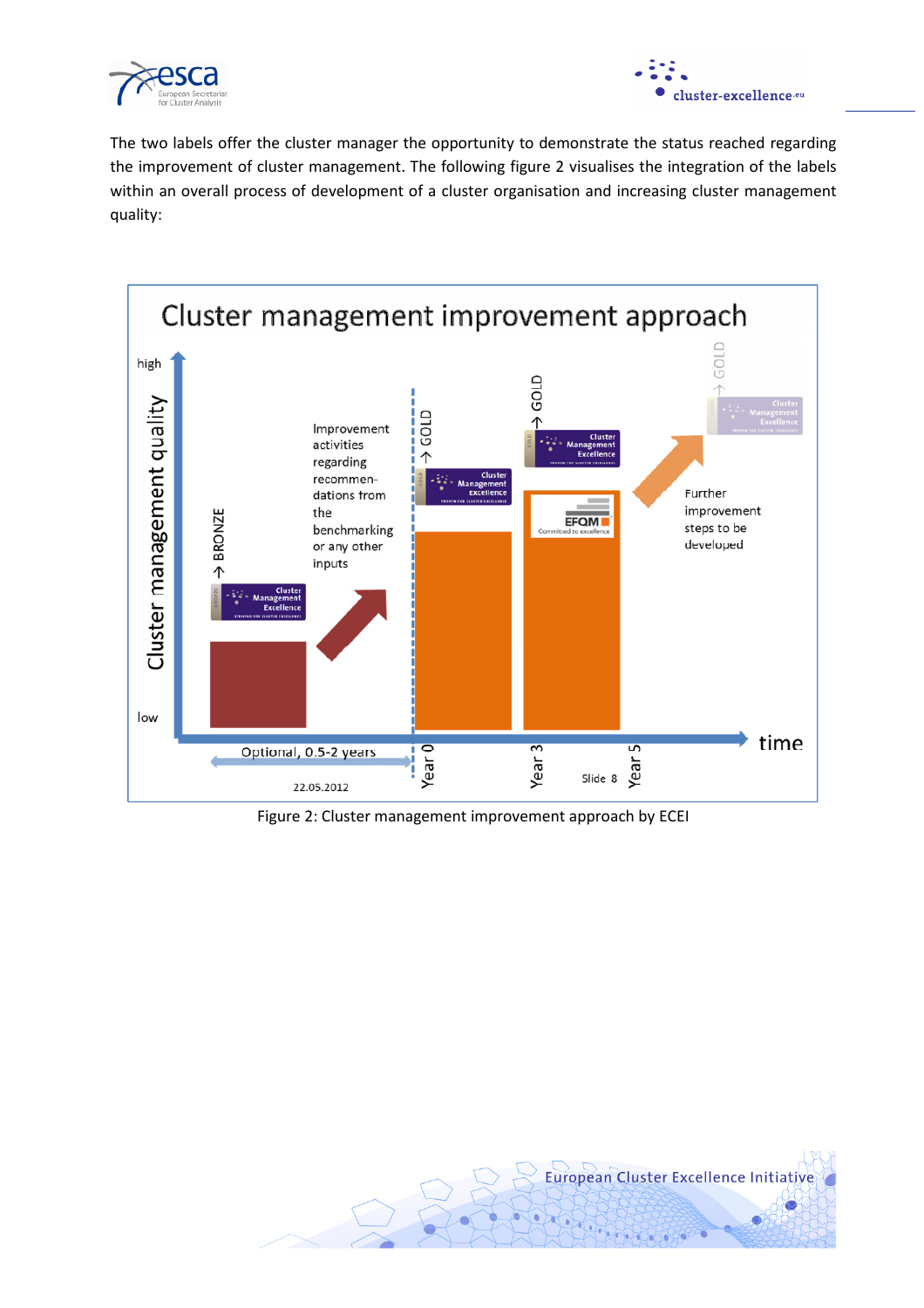The two labels offer the cluster manager the opportunity to demonstrate the status reached regarding the improvement of cluster management. The following figure 2 visualises the integration of the labels within an overall process of development of a cluster organisation and increasing cluster management quality:

Figure 2: Cluster management improvement approach by ECEI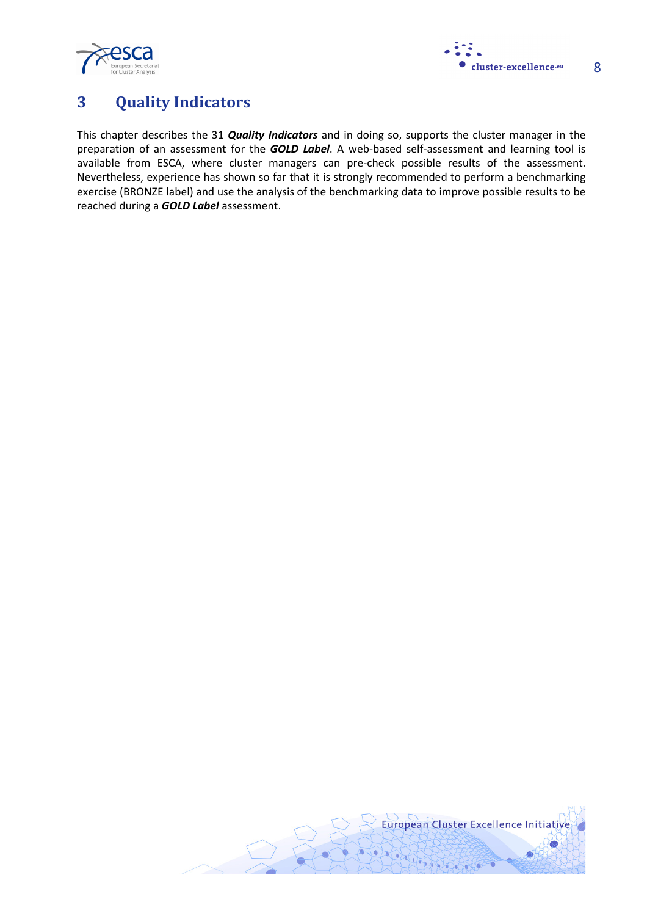# 3 Quality Indicators

This chapter describes the 31 ***Quality Indicators*** and in doing so, supports the cluster manager in the preparation of an assessment for the ***GOLD Label***. A web-based self-assessment and learning tool is available from ESCA, where cluster managers can pre-check possible results of the assessment. Nevertheless, experience has shown so far that it is strongly recommended to perform a benchmarking exercise (BRONZE label) and use the analysis of the benchmarking data to improve possible results to be reached during a ***GOLD Label*** assessment.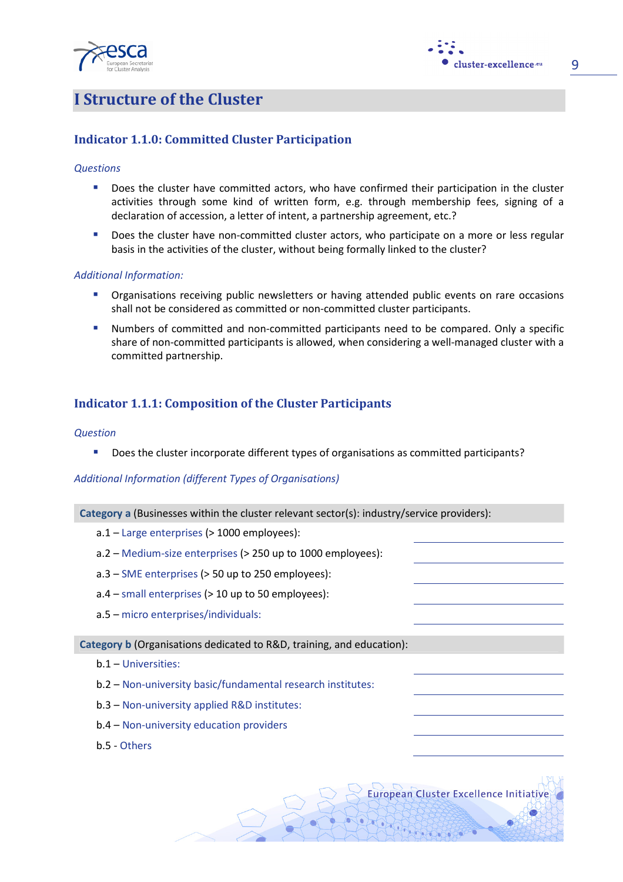# I Structure of the Cluster

## Indicator 1.1.0: Committed Cluster Participation

*Questions*

- Does the cluster have committed actors, who have confirmed their participation in the cluster activities through some kind of written form, e.g. through membership fees, signing of a declaration of accession, a letter of intent, a partnership agreement, etc.?
- Does the cluster have non-committed cluster actors, who participate on a more or less regular basis in the activities of the cluster, without being formally linked to the cluster?

*Additional Information:*

- Organisations receiving public newsletters or having attended public events on rare occasions shall not be considered as committed or non-committed cluster participants.
- Numbers of committed and non-committed participants need to be compared. Only a specific share of non-committed participants is allowed, when considering a well-managed cluster with a committed partnership.

## Indicator 1.1.1: Composition of the Cluster Participants

*Question*

- Does the cluster incorporate different types of organisations as committed participants?

*Additional Information (different Types of Organisations)*

**Category a** (Businesses within the cluster relevant sector(s): industry/service providers):

a.1 – Large enterprises (> 1000 employees): \_\_\_\_\_\_\_\_\_\_

a.2 – Medium-size enterprises (> 250 up to 1000 employees): \_\_\_\_\_\_\_\_\_\_

a.3 – SME enterprises (> 50 up to 250 employees): \_\_\_\_\_\_\_\_\_\_

a.4 – small enterprises (> 10 up to 50 employees): \_\_\_\_\_\_\_\_\_\_

a.5 – micro enterprises/individuals: \_\_\_\_\_\_\_\_\_\_

**Category b** (Organisations dedicated to R&D, training, and education):

b.1 – Universities: \_\_\_\_\_\_\_\_\_\_

b.2 – Non-university basic/fundamental research institutes: \_\_\_\_\_\_\_\_\_\_

b.3 – Non-university applied R&D institutes: \_\_\_\_\_\_\_\_\_\_

b.4 – Non-university education providers \_\_\_\_\_\_\_\_\_\_

b.5 - Others \_\_\_\_\_\_\_\_\_\_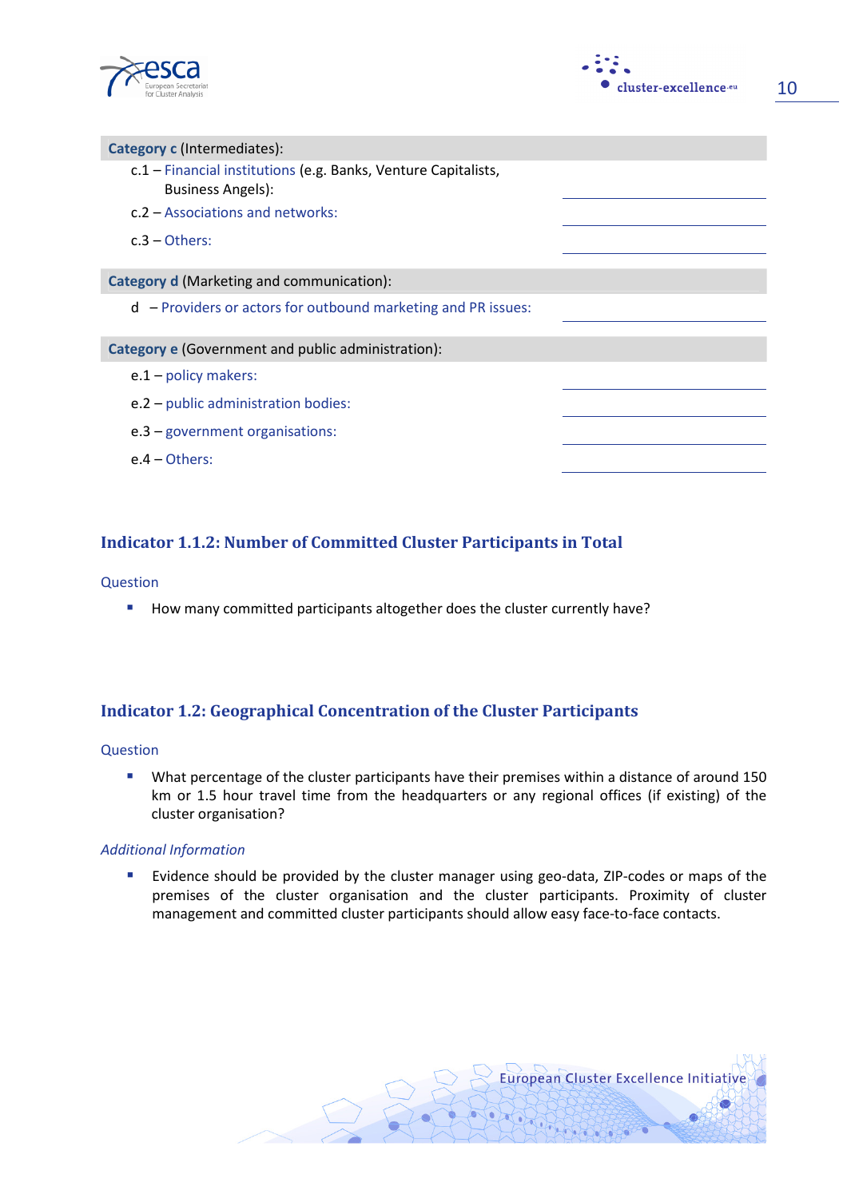**Category c** (Intermediates):

- c.1 – Financial institutions (e.g. Banks, Venture Capitalists, Business Angels): \_\_\_\_\_\_\_\_\_\_\_\_
- c.2 – Associations and networks: \_\_\_\_\_\_\_\_\_\_\_\_
- c.3 – Others: \_\_\_\_\_\_\_\_\_\_\_\_

**Category d** (Marketing and communication):

- d – Providers or actors for outbound marketing and PR issues: \_\_\_\_\_\_\_\_\_\_\_\_

**Category e** (Government and public administration):

- e.1 – policy makers: \_\_\_\_\_\_\_\_\_\_\_\_
- e.2 – public administration bodies: \_\_\_\_\_\_\_\_\_\_\_\_
- e.3 – government organisations: \_\_\_\_\_\_\_\_\_\_\_\_
- e.4 – Others: \_\_\_\_\_\_\_\_\_\_\_\_

## Indicator 1.1.2: Number of Committed Cluster Participants in Total

### Question

- How many committed participants altogether does the cluster currently have?

## Indicator 1.2: Geographical Concentration of the Cluster Participants

### Question

- What percentage of the cluster participants have their premises within a distance of around 150 km or 1.5 hour travel time from the headquarters or any regional offices (if existing) of the cluster organisation?

### *Additional Information*

- Evidence should be provided by the cluster manager using geo-data, ZIP-codes or maps of the premises of the cluster organisation and the cluster participants. Proximity of cluster management and committed cluster participants should allow easy face-to-face contacts.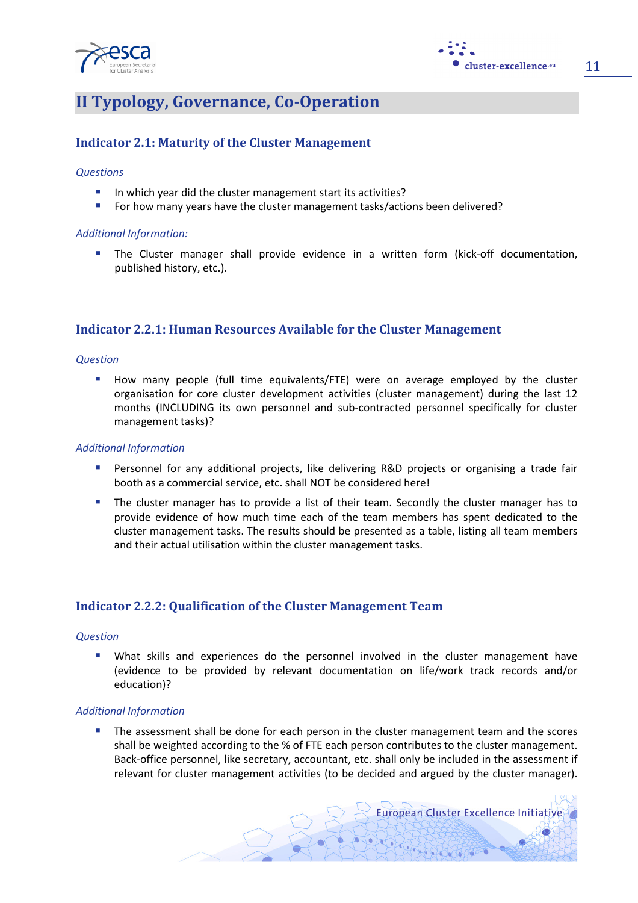# II Typology, Governance, Co-Operation

## Indicator 2.1: Maturity of the Cluster Management

*Questions*

- In which year did the cluster management start its activities?
- For how many years have the cluster management tasks/actions been delivered?

*Additional Information:*

- The Cluster manager shall provide evidence in a written form (kick-off documentation, published history, etc.).

## Indicator 2.2.1: Human Resources Available for the Cluster Management

*Question*

- How many people (full time equivalents/FTE) were on average employed by the cluster organisation for core cluster development activities (cluster management) during the last 12 months (INCLUDING its own personnel and sub-contracted personnel specifically for cluster management tasks)?

*Additional Information*

- Personnel for any additional projects, like delivering R&D projects or organising a trade fair booth as a commercial service, etc. shall NOT be considered here!
- The cluster manager has to provide a list of their team. Secondly the cluster manager has to provide evidence of how much time each of the team members has spent dedicated to the cluster management tasks. The results should be presented as a table, listing all team members and their actual utilisation within the cluster management tasks.

## Indicator 2.2.2: Qualification of the Cluster Management Team

*Question*

- What skills and experiences do the personnel involved in the cluster management have (evidence to be provided by relevant documentation on life/work track records and/or education)?

*Additional Information*

- The assessment shall be done for each person in the cluster management team and the scores shall be weighted according to the % of FTE each person contributes to the cluster management. Back-office personnel, like secretary, accountant, etc. shall only be included in the assessment if relevant for cluster management activities (to be decided and argued by the cluster manager).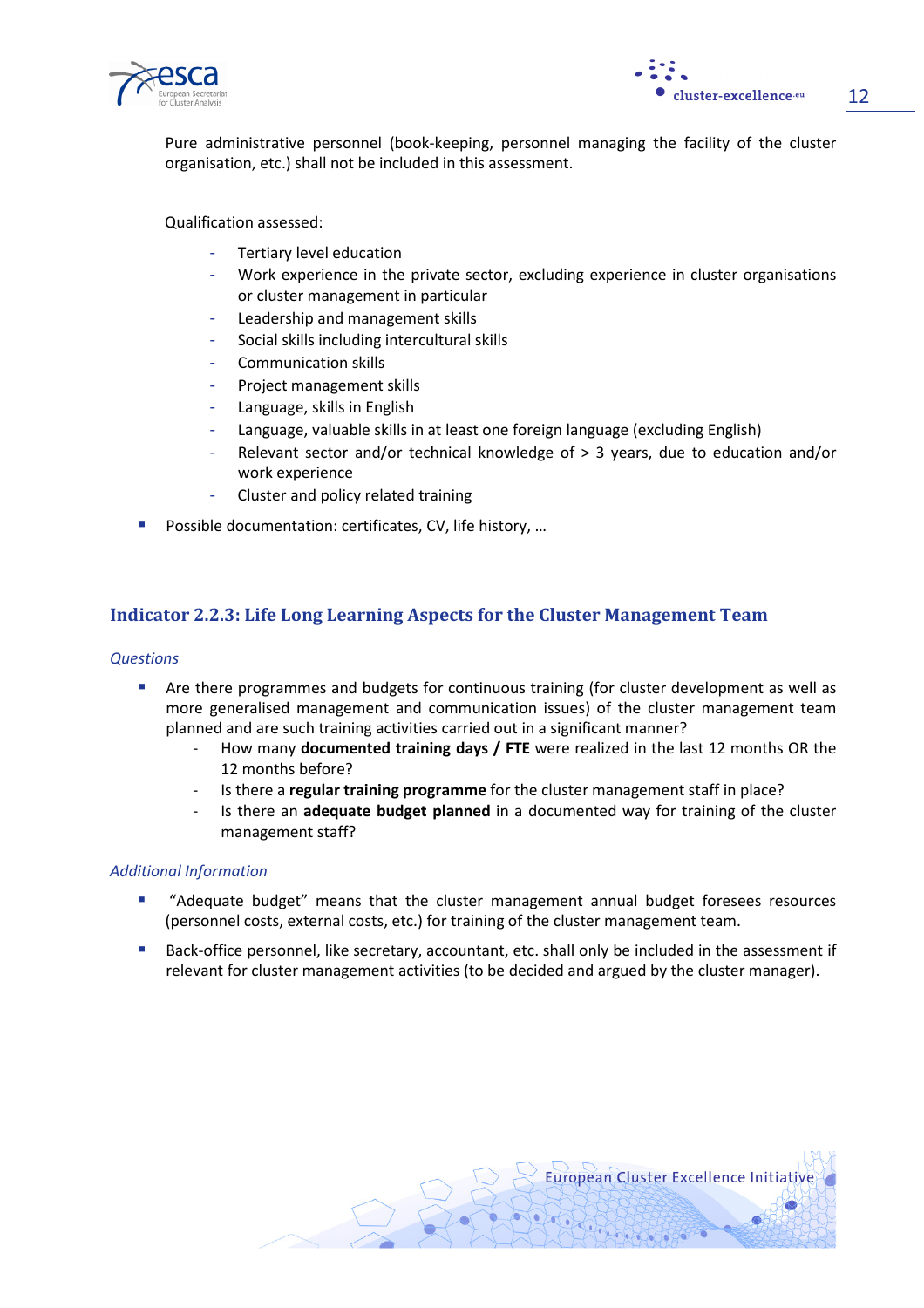Pure administrative personnel (book-keeping, personnel managing the facility of the cluster organisation, etc.) shall not be included in this assessment.

Qualification assessed:

- Tertiary level education
- Work experience in the private sector, excluding experience in cluster organisations or cluster management in particular
- Leadership and management skills
- Social skills including intercultural skills
- Communication skills
- Project management skills
- Language, skills in English
- Language, valuable skills in at least one foreign language (excluding English)
- Relevant sector and/or technical knowledge of > 3 years, due to education and/or work experience
- Cluster and policy related training

- Possible documentation: certificates, CV, life history, …

## Indicator 2.2.3: Life Long Learning Aspects for the Cluster Management Team

*Questions*

- Are there programmes and budgets for continuous training (for cluster development as well as more generalised management and communication issues) of the cluster management team planned and are such training activities carried out in a significant manner?
  - How many **documented training days / FTE** were realized in the last 12 months OR the 12 months before?
  - Is there a **regular training programme** for the cluster management staff in place?
  - Is there an **adequate budget planned** in a documented way for training of the cluster management staff?

*Additional Information*

- "Adequate budget" means that the cluster management annual budget foresees resources (personnel costs, external costs, etc.) for training of the cluster management team.
- Back-office personnel, like secretary, accountant, etc. shall only be included in the assessment if relevant for cluster management activities (to be decided and argued by the cluster manager).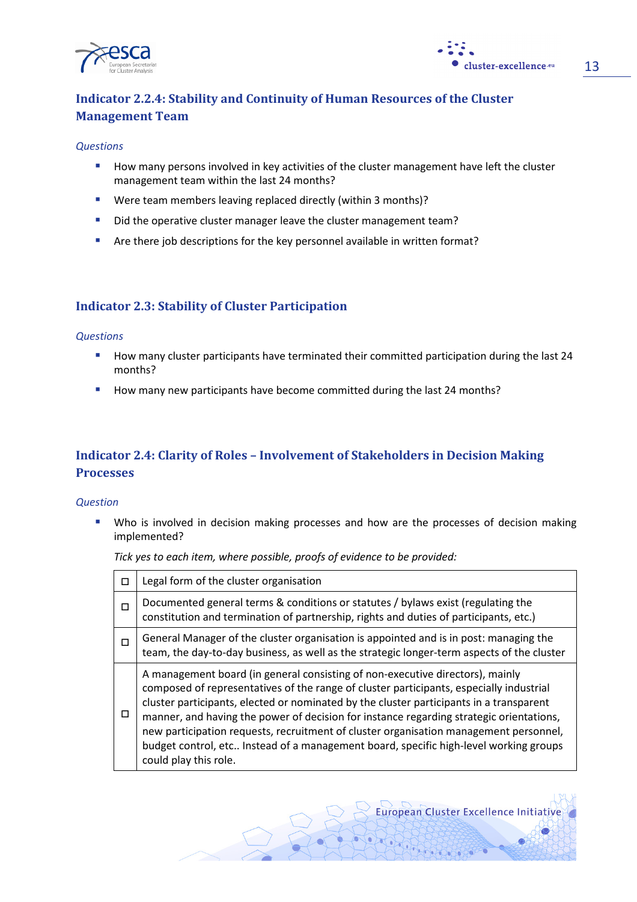### Indicator 2.2.4: Stability and Continuity of Human Resources of the Cluster Management Team

*Questions*

- How many persons involved in key activities of the cluster management have left the cluster management team within the last 24 months?
- Were team members leaving replaced directly (within 3 months)?
- Did the operative cluster manager leave the cluster management team?
- Are there job descriptions for the key personnel available in written format?

### Indicator 2.3: Stability of Cluster Participation

*Questions*

- How many cluster participants have terminated their committed participation during the last 24 months?
- How many new participants have become committed during the last 24 months?

### Indicator 2.4: Clarity of Roles – Involvement of Stakeholders in Decision Making Processes

*Question*

- Who is involved in decision making processes and how are the processes of decision making implemented?

  *Tick yes to each item, where possible, proofs of evidence to be provided:*

| | |
|---|---|
| ☐ | Legal form of the cluster organisation |
| ☐ | Documented general terms & conditions or statutes / bylaws exist (regulating the constitution and termination of partnership, rights and duties of participants, etc.) |
| ☐ | General Manager of the cluster organisation is appointed and is in post: managing the team, the day-to-day business, as well as the strategic longer-term aspects of the cluster |
| ☐ | A management board (in general consisting of non-executive directors), mainly composed of representatives of the range of cluster participants, especially industrial cluster participants, elected or nominated by the cluster participants in a transparent manner, and having the power of decision for instance regarding strategic orientations, new participation requests, recruitment of cluster organisation management personnel, budget control, etc.. Instead of a management board, specific high-level working groups could play this role. |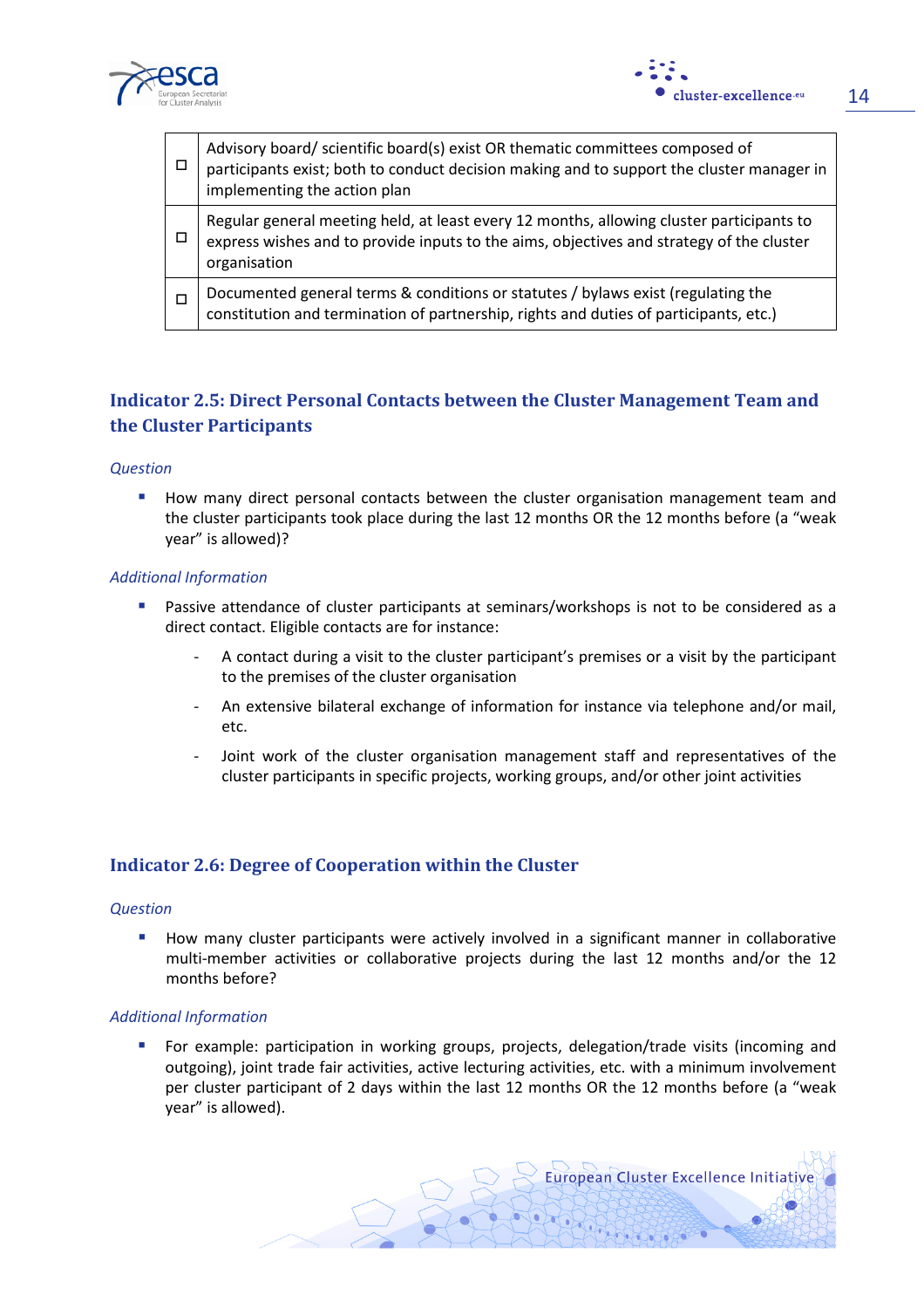| | |
|---|---|
| ☐ | Advisory board/ scientific board(s) exist OR thematic committees composed of participants exist; both to conduct decision making and to support the cluster manager in implementing the action plan |
| ☐ | Regular general meeting held, at least every 12 months, allowing cluster participants to express wishes and to provide inputs to the aims, objectives and strategy of the cluster organisation |
| ☐ | Documented general terms & conditions or statutes / bylaws exist (regulating the constitution and termination of partnership, rights and duties of participants, etc.) |

### Indicator 2.5: Direct Personal Contacts between the Cluster Management Team and the Cluster Participants

*Question*

- How many direct personal contacts between the cluster organisation management team and the cluster participants took place during the last 12 months OR the 12 months before (a "weak year" is allowed)?

*Additional Information*

- Passive attendance of cluster participants at seminars/workshops is not to be considered as a direct contact. Eligible contacts are for instance:
  - A contact during a visit to the cluster participant's premises or a visit by the participant to the premises of the cluster organisation
  - An extensive bilateral exchange of information for instance via telephone and/or mail, etc.
  - Joint work of the cluster organisation management staff and representatives of the cluster participants in specific projects, working groups, and/or other joint activities

### Indicator 2.6: Degree of Cooperation within the Cluster

*Question*

- How many cluster participants were actively involved in a significant manner in collaborative multi-member activities or collaborative projects during the last 12 months and/or the 12 months before?

*Additional Information*

- For example: participation in working groups, projects, delegation/trade visits (incoming and outgoing), joint trade fair activities, active lecturing activities, etc. with a minimum involvement per cluster participant of 2 days within the last 12 months OR the 12 months before (a "weak year" is allowed).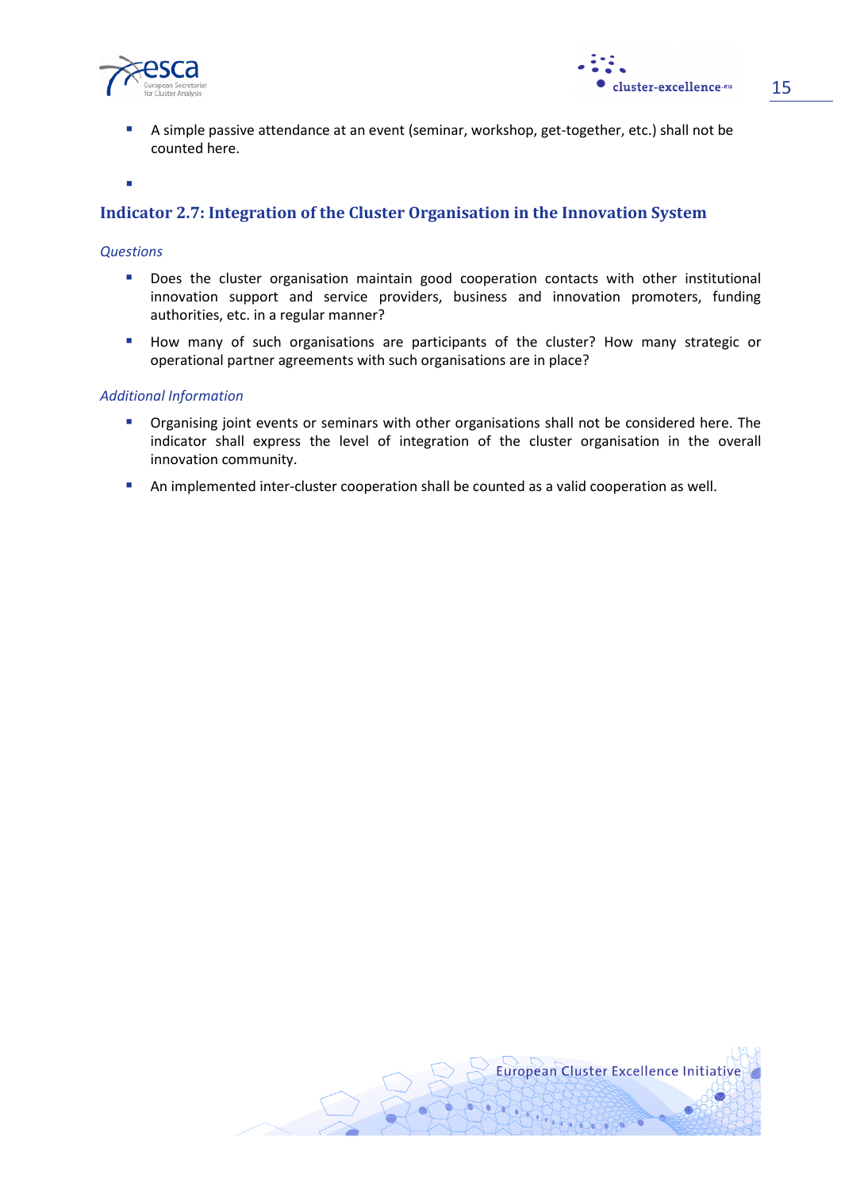- A simple passive attendance at an event (seminar, workshop, get-together, etc.) shall not be counted here.

## Indicator 2.7: Integration of the Cluster Organisation in the Innovation System

*Questions*

- Does the cluster organisation maintain good cooperation contacts with other institutional innovation support and service providers, business and innovation promoters, funding authorities, etc. in a regular manner?
- How many of such organisations are participants of the cluster? How many strategic or operational partner agreements with such organisations are in place?

*Additional Information*

- Organising joint events or seminars with other organisations shall not be considered here. The indicator shall express the level of integration of the cluster organisation in the overall innovation community.
- An implemented inter-cluster cooperation shall be counted as a valid cooperation as well.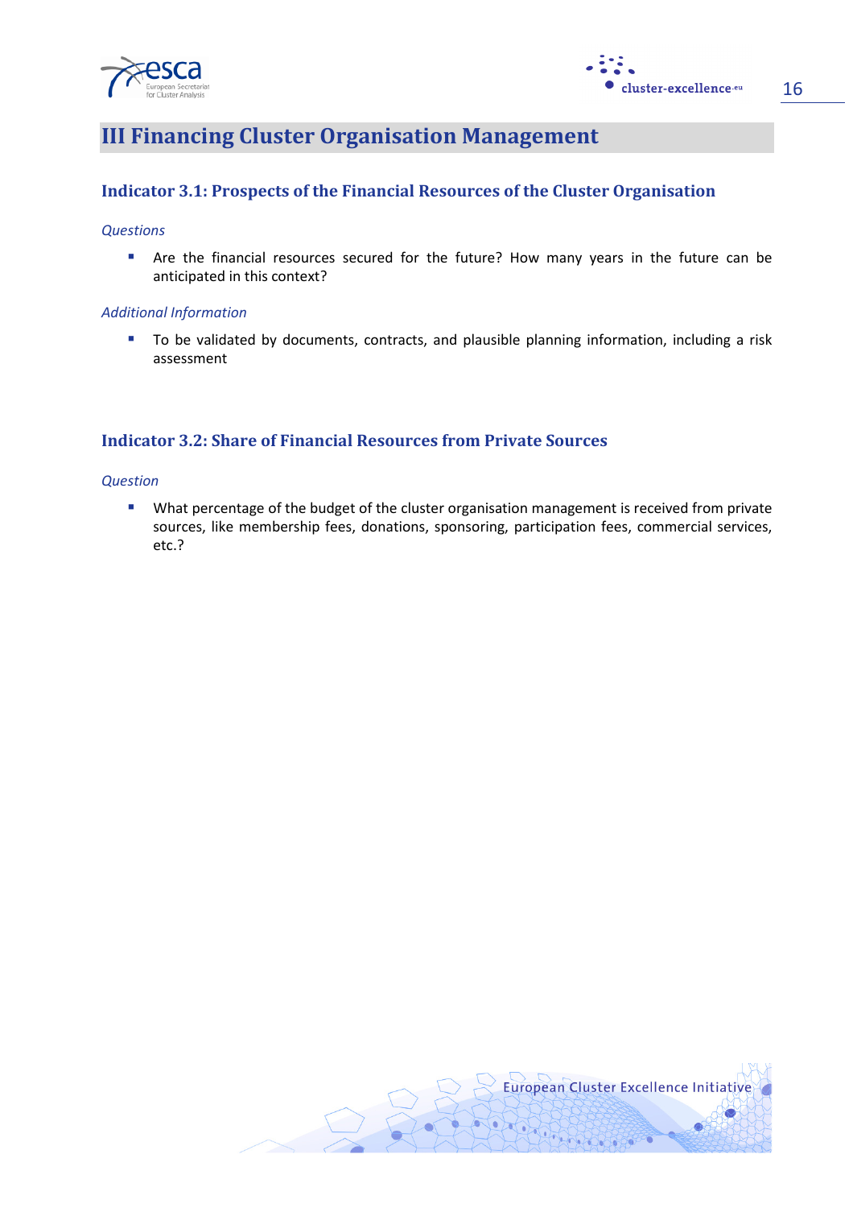# III Financing Cluster Organisation Management

## Indicator 3.1: Prospects of the Financial Resources of the Cluster Organisation

*Questions*

- Are the financial resources secured for the future? How many years in the future can be anticipated in this context?

*Additional Information*

- To be validated by documents, contracts, and plausible planning information, including a risk assessment

## Indicator 3.2: Share of Financial Resources from Private Sources

*Question*

- What percentage of the budget of the cluster organisation management is received from private sources, like membership fees, donations, sponsoring, participation fees, commercial services, etc.?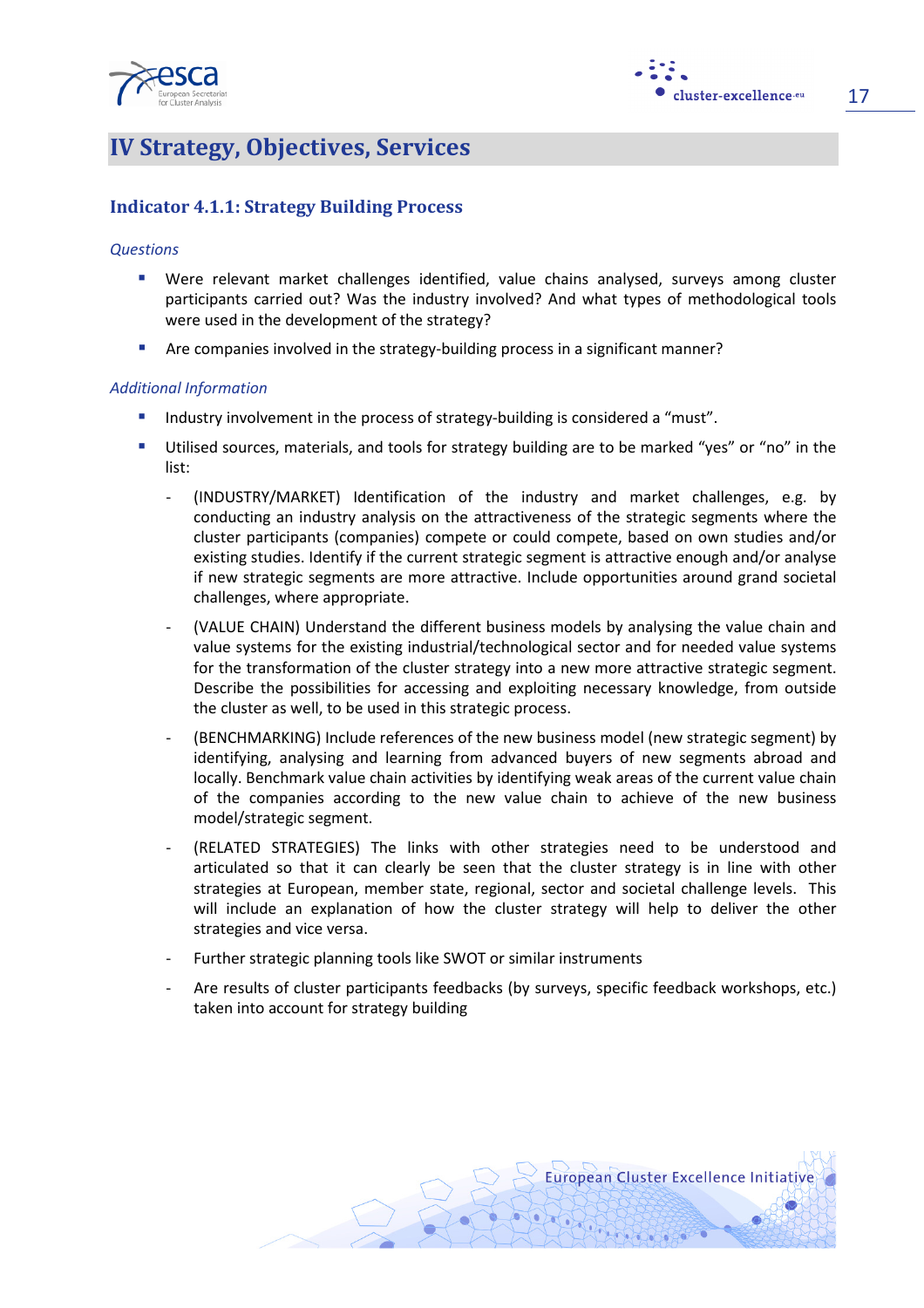# IV Strategy, Objectives, Services

## Indicator 4.1.1: Strategy Building Process

*Questions*

- Were relevant market challenges identified, value chains analysed, surveys among cluster participants carried out? Was the industry involved? And what types of methodological tools were used in the development of the strategy?
- Are companies involved in the strategy-building process in a significant manner?

*Additional Information*

- Industry involvement in the process of strategy-building is considered a "must".
- Utilised sources, materials, and tools for strategy building are to be marked "yes" or "no" in the list:
  - (INDUSTRY/MARKET) Identification of the industry and market challenges, e.g. by conducting an industry analysis on the attractiveness of the strategic segments where the cluster participants (companies) compete or could compete, based on own studies and/or existing studies. Identify if the current strategic segment is attractive enough and/or analyse if new strategic segments are more attractive. Include opportunities around grand societal challenges, where appropriate.
  - (VALUE CHAIN) Understand the different business models by analysing the value chain and value systems for the existing industrial/technological sector and for needed value systems for the transformation of the cluster strategy into a new more attractive strategic segment. Describe the possibilities for accessing and exploiting necessary knowledge, from outside the cluster as well, to be used in this strategic process.
  - (BENCHMARKING) Include references of the new business model (new strategic segment) by identifying, analysing and learning from advanced buyers of new segments abroad and locally. Benchmark value chain activities by identifying weak areas of the current value chain of the companies according to the new value chain to achieve of the new business model/strategic segment.
  - (RELATED STRATEGIES) The links with other strategies need to be understood and articulated so that it can clearly be seen that the cluster strategy is in line with other strategies at European, member state, regional, sector and societal challenge levels. This will include an explanation of how the cluster strategy will help to deliver the other strategies and vice versa.
  - Further strategic planning tools like SWOT or similar instruments
  - Are results of cluster participants feedbacks (by surveys, specific feedback workshops, etc.) taken into account for strategy building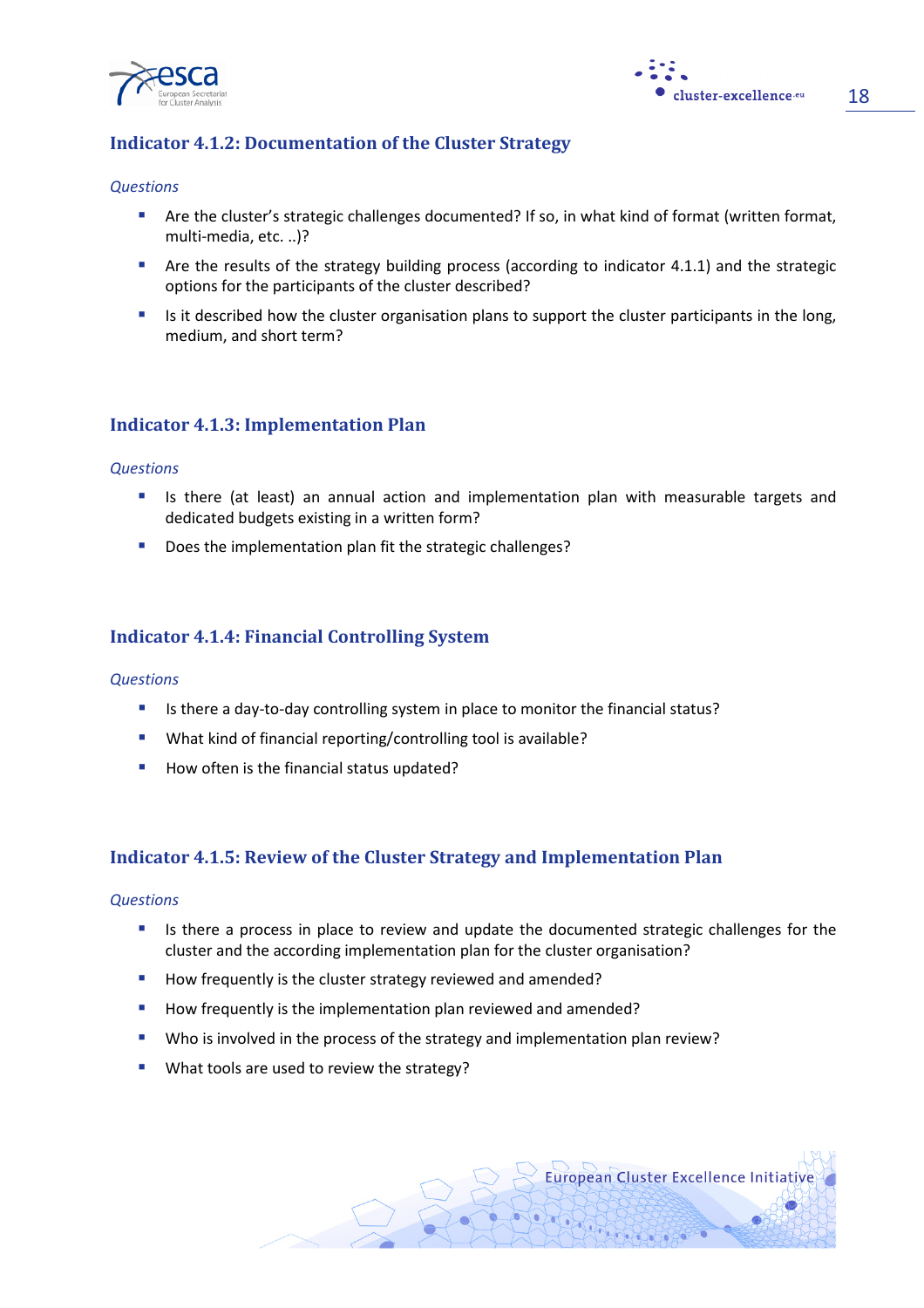### Indicator 4.1.2: Documentation of the Cluster Strategy

*Questions*

- Are the cluster's strategic challenges documented? If so, in what kind of format (written format, multi-media, etc. ..)?
- Are the results of the strategy building process (according to indicator 4.1.1) and the strategic options for the participants of the cluster described?
- Is it described how the cluster organisation plans to support the cluster participants in the long, medium, and short term?

### Indicator 4.1.3: Implementation Plan

*Questions*

- Is there (at least) an annual action and implementation plan with measurable targets and dedicated budgets existing in a written form?
- Does the implementation plan fit the strategic challenges?

### Indicator 4.1.4: Financial Controlling System

*Questions*

- Is there a day-to-day controlling system in place to monitor the financial status?
- What kind of financial reporting/controlling tool is available?
- How often is the financial status updated?

### Indicator 4.1.5: Review of the Cluster Strategy and Implementation Plan

*Questions*

- Is there a process in place to review and update the documented strategic challenges for the cluster and the according implementation plan for the cluster organisation?
- How frequently is the cluster strategy reviewed and amended?
- How frequently is the implementation plan reviewed and amended?
- Who is involved in the process of the strategy and implementation plan review?
- What tools are used to review the strategy?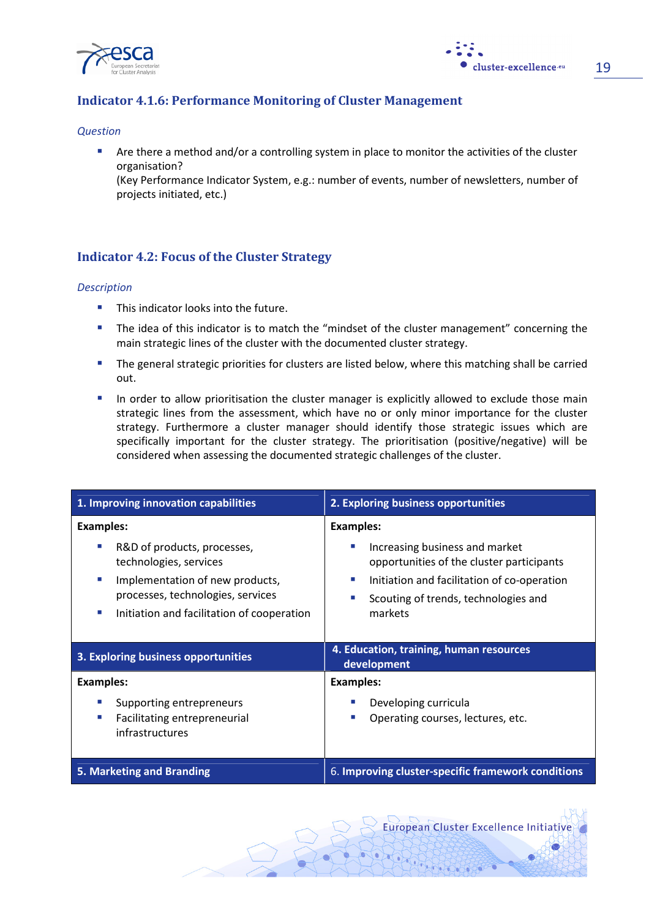### Indicator 4.1.6: Performance Monitoring of Cluster Management

*Question*

- Are there a method and/or a controlling system in place to monitor the activities of the cluster organisation?
  (Key Performance Indicator System, e.g.: number of events, number of newsletters, number of projects initiated, etc.)

### Indicator 4.2: Focus of the Cluster Strategy

*Description*

- This indicator looks into the future.
- The idea of this indicator is to match the “mindset of the cluster management” concerning the main strategic lines of the cluster with the documented cluster strategy.
- The general strategic priorities for clusters are listed below, where this matching shall be carried out.
- In order to allow prioritisation the cluster manager is explicitly allowed to exclude those main strategic lines from the assessment, which have no or only minor importance for the cluster strategy. Furthermore a cluster manager should identify those strategic issues which are specifically important for the cluster strategy. The prioritisation (positive/negative) will be considered when assessing the documented strategic challenges of the cluster.

| **1. Improving innovation capabilities** | **2. Exploring business opportunities** |
|---|---|
| **Examples:**<br>▪ R&D of products, processes, technologies, services<br>▪ Implementation of new products, processes, technologies, services<br>▪ Initiation and facilitation of cooperation | **Examples:**<br>▪ Increasing business and market opportunities of the cluster participants<br>▪ Initiation and facilitation of co-operation<br>▪ Scouting of trends, technologies and markets |
| **3. Exploring business opportunities** | **4. Education, training, human resources development** |
| **Examples:**<br>▪ Supporting entrepreneurs<br>▪ Facilitating entrepreneurial infrastructures | **Examples:**<br>▪ Developing curricula<br>▪ Operating courses, lectures, etc. |
| **5. Marketing and Branding** | 6. **Improving cluster-specific framework conditions** |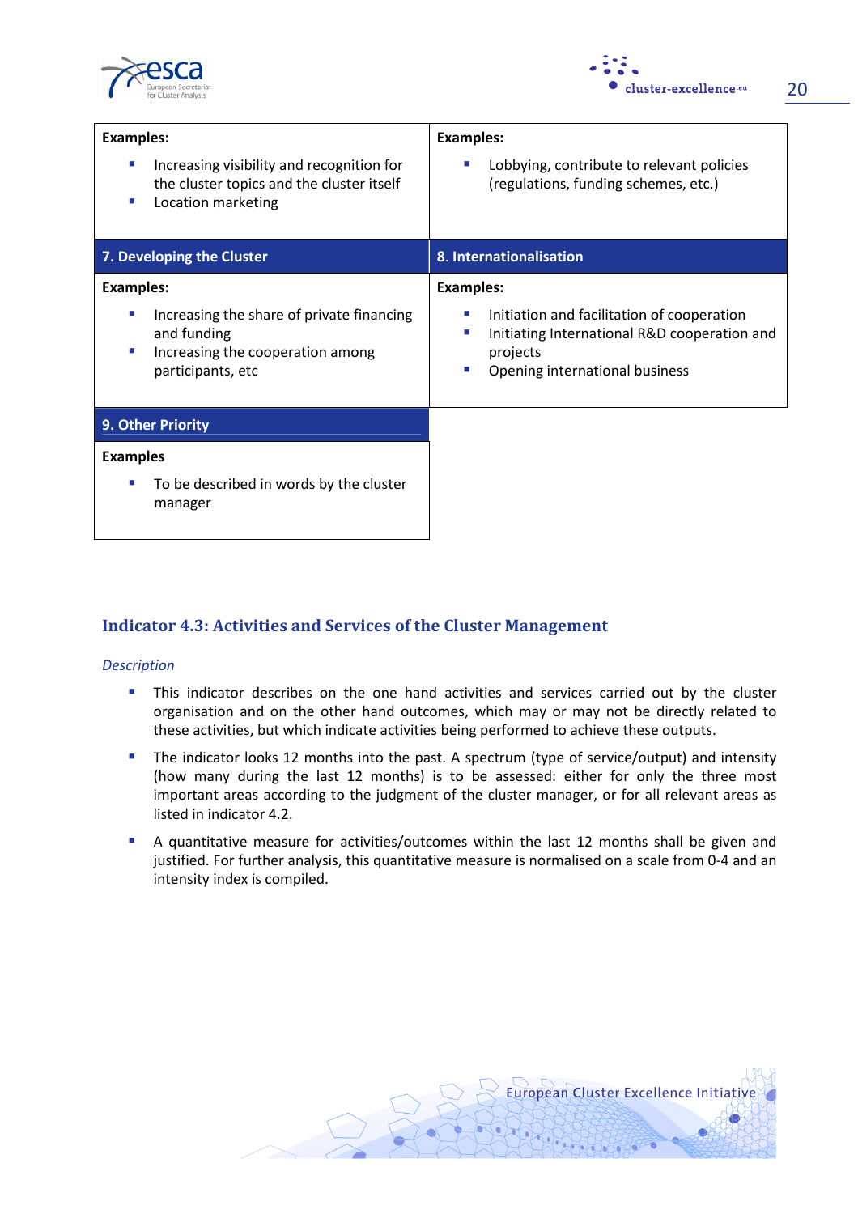| Examples: | Examples: |
|---|---|
| ▪ Increasing visibility and recognition for the cluster topics and the cluster itself<br>▪ Location marketing | ▪ Lobbying, contribute to relevant policies (regulations, funding schemes, etc.) |
| **7. Developing the Cluster** | **8. Internationalisation** |
| **Examples:**<br>▪ Increasing the share of private financing and funding<br>▪ Increasing the cooperation among participants, etc | **Examples:**<br>▪ Initiation and facilitation of cooperation<br>▪ Initiating International R&D cooperation and projects<br>▪ Opening international business |
| **9. Other Priority** | |
| **Examples**<br>▪ To be described in words by the cluster manager | |

### Indicator 4.3: Activities and Services of the Cluster Management

*Description*

- This indicator describes on the one hand activities and services carried out by the cluster organisation and on the other hand outcomes, which may or may not be directly related to these activities, but which indicate activities being performed to achieve these outputs.
- The indicator looks 12 months into the past. A spectrum (type of service/output) and intensity (how many during the last 12 months) is to be assessed: either for only the three most important areas according to the judgment of the cluster manager, or for all relevant areas as listed in indicator 4.2.
- A quantitative measure for activities/outcomes within the last 12 months shall be given and justified. For further analysis, this quantitative measure is normalised on a scale from 0-4 and an intensity index is compiled.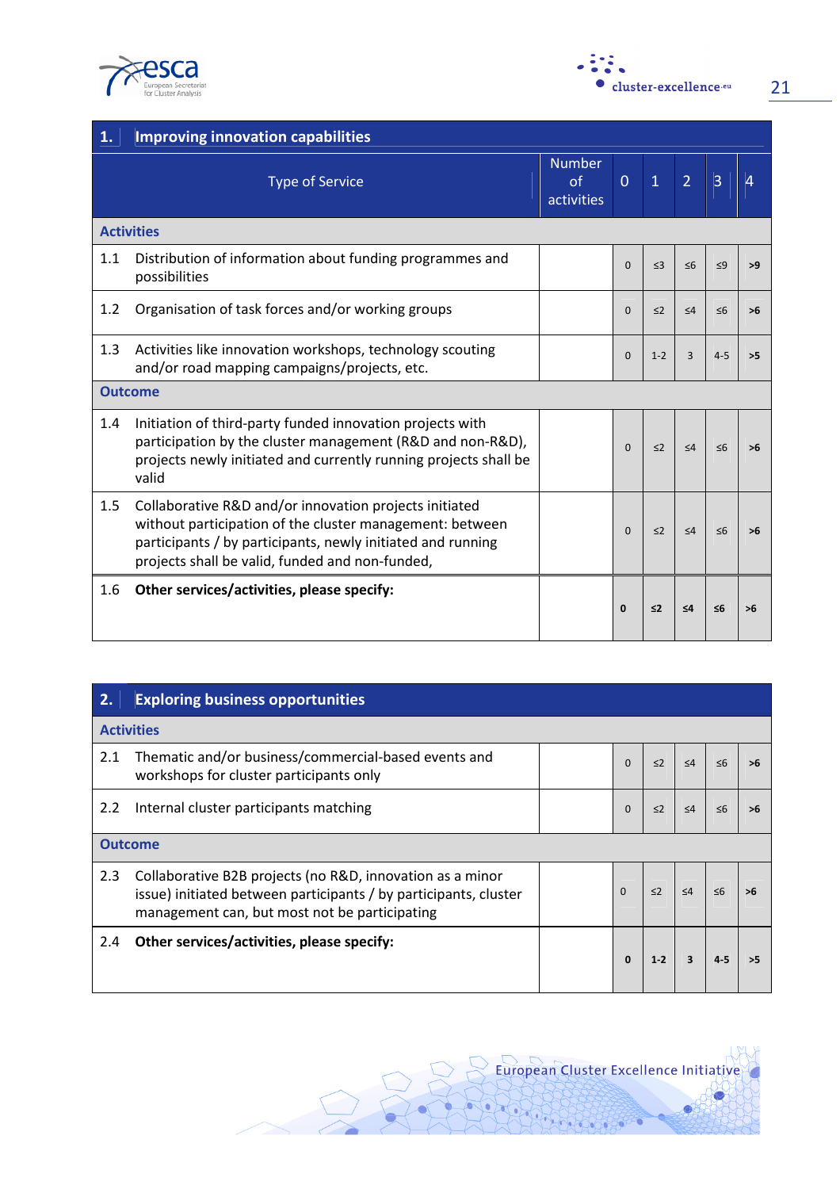| 1. | Improving innovation capabilities | | | | | | |
|---|---|---|---|---|---|---|---|
| | Type of Service | Number of activities | 0 | 1 | 2 | 3 | 4 |
| **Activities** | | | | | | | |
| 1.1 | Distribution of information about funding programmes and possibilities | | 0 | ≤3 | ≤6 | ≤9 | >9 |
| 1.2 | Organisation of task forces and/or working groups | | 0 | ≤2 | ≤4 | ≤6 | >6 |
| 1.3 | Activities like innovation workshops, technology scouting and/or road mapping campaigns/projects, etc. | | 0 | 1-2 | 3 | 4-5 | >5 |
| **Outcome** | | | | | | | |
| 1.4 | Initiation of third-party funded innovation projects with participation by the cluster management (R&D and non-R&D), projects newly initiated and currently running projects shall be valid | | 0 | ≤2 | ≤4 | ≤6 | >6 |
| 1.5 | Collaborative R&D and/or innovation projects initiated without participation of the cluster management: between participants / by participants, newly initiated and running projects shall be valid, funded and non-funded, | | 0 | ≤2 | ≤4 | ≤6 | >6 |
| 1.6 | **Other services/activities, please specify:** | | **0** | **≤2** | **≤4** | **≤6** | **>6** |

| 2. | Exploring business opportunities | | | | | | |
|---|---|---|---|---|---|---|---|
| **Activities** | | | | | | | |
| 2.1 | Thematic and/or business/commercial-based events and workshops for cluster participants only | | 0 | ≤2 | ≤4 | ≤6 | >6 |
| 2.2 | Internal cluster participants matching | | 0 | ≤2 | ≤4 | ≤6 | >6 |
| **Outcome** | | | | | | | |
| 2.3 | Collaborative B2B projects (no R&D, innovation as a minor issue) initiated between participants / by participants, cluster management can, but most not be participating | | 0 | ≤2 | ≤4 | ≤6 | >6 |
| 2.4 | **Other services/activities, please specify:** | | **0** | **1-2** | **3** | **4-5** | **>5** |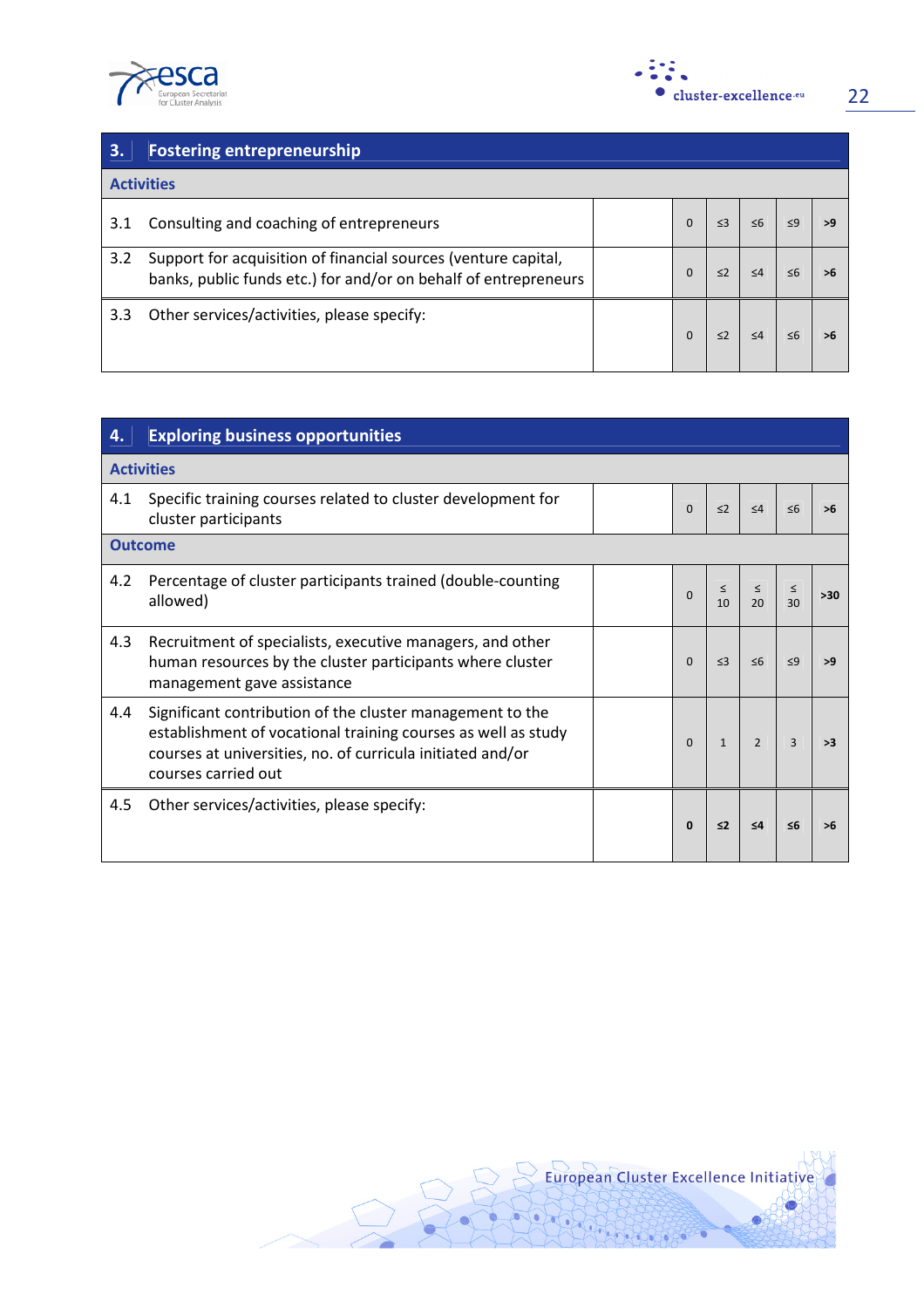| 3. | Fostering entrepreneurship | | | | | | |
|---|---|---|---|---|---|---|---|
| **Activities** | | | | | | | |
| 3.1 | Consulting and coaching of entrepreneurs | | 0 | ≤3 | ≤6 | ≤9 | >9 |
| 3.2 | Support for acquisition of financial sources (venture capital, banks, public funds etc.) for and/or on behalf of entrepreneurs | | 0 | ≤2 | ≤4 | ≤6 | >6 |
| 3.3 | Other services/activities, please specify: | | 0 | ≤2 | ≤4 | ≤6 | >6 |

| 4. | Exploring business opportunities | | | | | | |
|---|---|---|---|---|---|---|---|
| **Activities** | | | | | | | |
| 4.1 | Specific training courses related to cluster development for cluster participants | | 0 | ≤2 | ≤4 | ≤6 | >6 |
| **Outcome** | | | | | | | |
| 4.2 | Percentage of cluster participants trained (double-counting allowed) | | 0 | ≤ 10 | ≤ 20 | ≤ 30 | >30 |
| 4.3 | Recruitment of specialists, executive managers, and other human resources by the cluster participants where cluster management gave assistance | | 0 | ≤3 | ≤6 | ≤9 | >9 |
| 4.4 | Significant contribution of the cluster management to the establishment of vocational training courses as well as study courses at universities, no. of curricula initiated and/or courses carried out | | 0 | 1 | 2 | 3 | >3 |
| 4.5 | Other services/activities, please specify: | | 0 | ≤2 | ≤4 | ≤6 | >6 |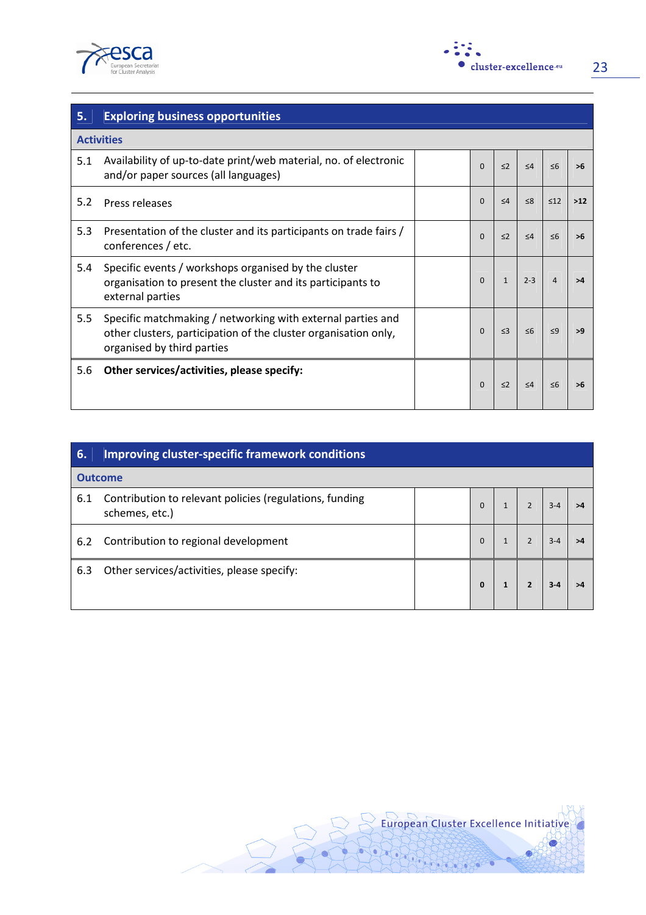| 5. | Exploring business opportunities | | | | | | |
|---|---|---|---|---|---|---|---|
| **Activities** | | | | | | | |
| 5.1 | Availability of up-to-date print/web material, no. of electronic and/or paper sources (all languages) | | 0 | ≤2 | ≤4 | ≤6 | **>6** |
| 5.2 | Press releases | | 0 | ≤4 | ≤8 | ≤12 | **>12** |
| 5.3 | Presentation of the cluster and its participants on trade fairs / conferences / etc. | | 0 | ≤2 | ≤4 | ≤6 | **>6** |
| 5.4 | Specific events / workshops organised by the cluster organisation to present the cluster and its participants to external parties | | 0 | 1 | 2-3 | 4 | **>4** |
| 5.5 | Specific matchmaking / networking with external parties and other clusters, participation of the cluster organisation only, organised by third parties | | 0 | ≤3 | ≤6 | ≤9 | **>9** |
| 5.6 | **Other services/activities, please specify:** | | 0 | ≤2 | ≤4 | ≤6 | **>6** |

| 6. | Improving cluster-specific framework conditions | | | | | | |
|---|---|---|---|---|---|---|---|
| **Outcome** | | | | | | | |
| 6.1 | Contribution to relevant policies (regulations, funding schemes, etc.) | | 0 | 1 | 2 | 3-4 | **>4** |
| 6.2 | Contribution to regional development | | 0 | 1 | 2 | 3-4 | **>4** |
| 6.3 | Other services/activities, please specify: | | **0** | **1** | **2** | **3-4** | **>4** |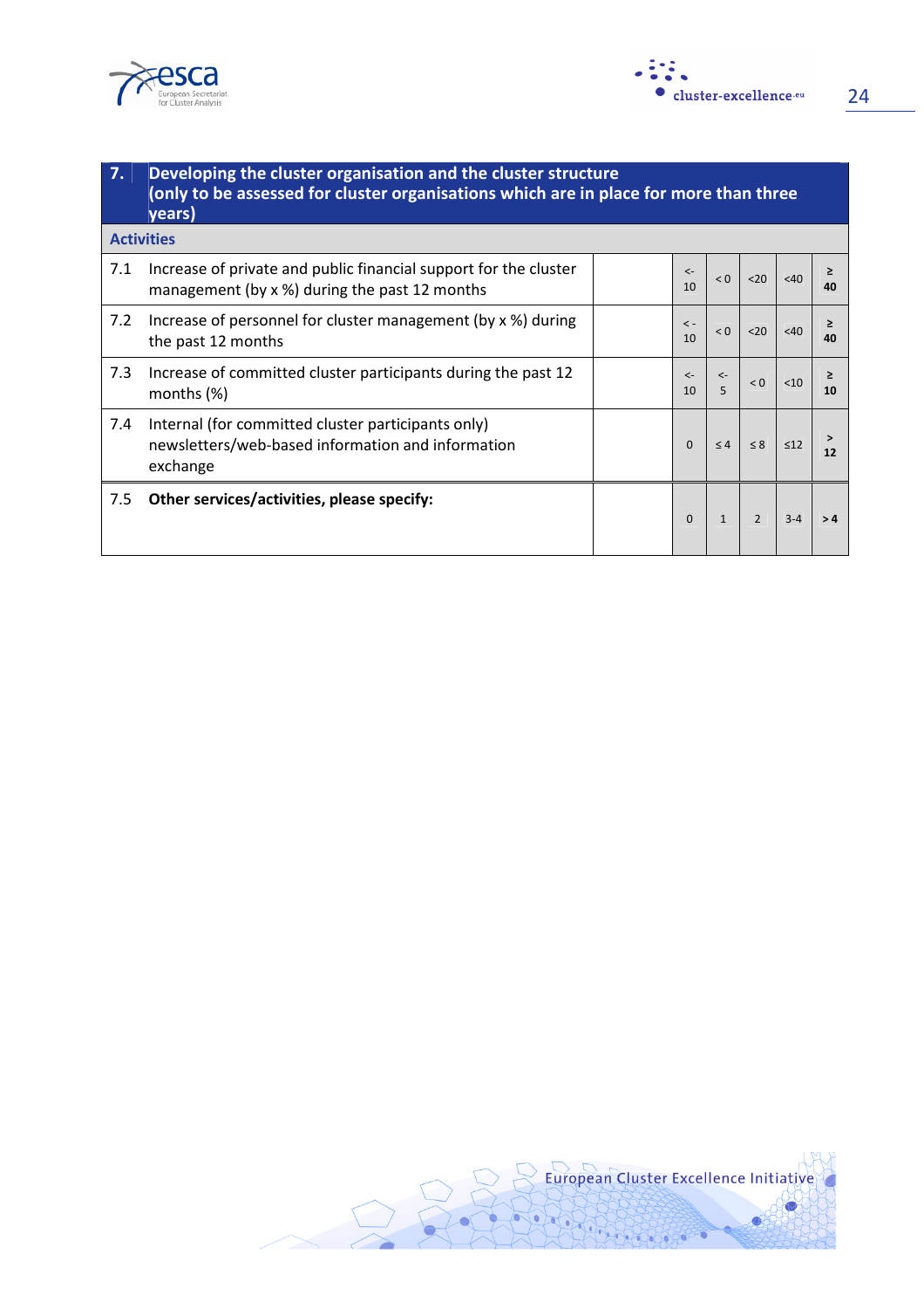| 7. | Developing the cluster organisation and the cluster structure (only to be assessed for cluster organisations which are in place for more than three years) | | | | | | |
|---|---|---|---|---|---|---|---|
| **Activities** | | | | | | | |
| 7.1 | Increase of private and public financial support for the cluster management (by x %) during the past 12 months | | <-10 | < 0 | <20 | <40 | **≥ 40** |
| 7.2 | Increase of personnel for cluster management (by x %) during the past 12 months | | < -10 | < 0 | <20 | <40 | **≥ 40** |
| 7.3 | Increase of committed cluster participants during the past 12 months (%) | | <-10 | <-5 | < 0 | <10 | **≥ 10** |
| 7.4 | Internal (for committed cluster participants only) newsletters/web-based information and information exchange | | 0 | ≤ 4 | ≤ 8 | ≤12 | **> 12** |
| 7.5 | **Other services/activities, please specify:** | | 0 | 1 | 2 | 3-4 | **> 4** |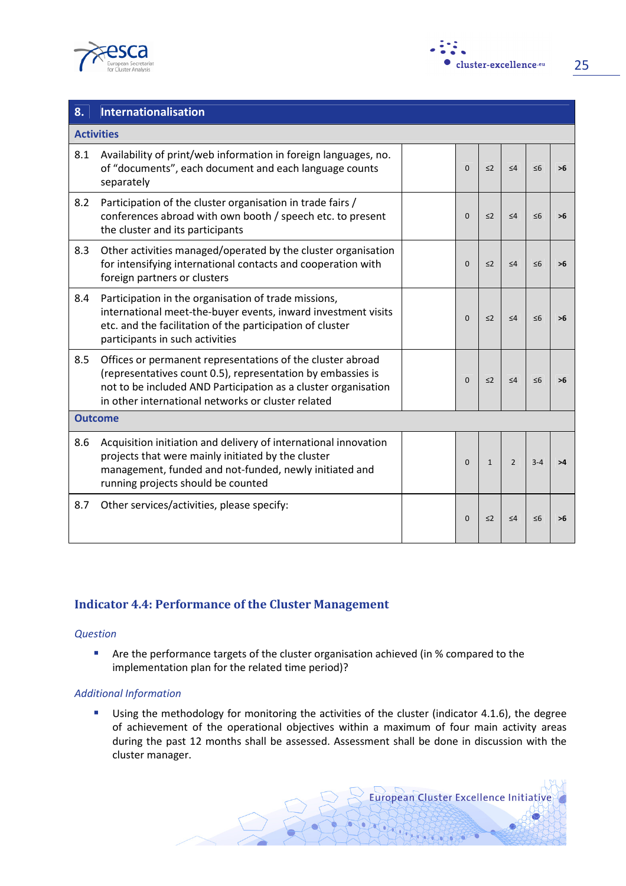| 8. | Internationalisation | | | | | | |
|---|---|---|---|---|---|---|---|
| **Activities** | | | | | | | |
| 8.1 | Availability of print/web information in foreign languages, no. of "documents", each document and each language counts separately | | 0 | ≤2 | ≤4 | ≤6 | **>6** |
| 8.2 | Participation of the cluster organisation in trade fairs / conferences abroad with own booth / speech etc. to present the cluster and its participants | | 0 | ≤2 | ≤4 | ≤6 | **>6** |
| 8.3 | Other activities managed/operated by the cluster organisation for intensifying international contacts and cooperation with foreign partners or clusters | | 0 | ≤2 | ≤4 | ≤6 | **>6** |
| 8.4 | Participation in the organisation of trade missions, international meet-the-buyer events, inward investment visits etc. and the facilitation of the participation of cluster participants in such activities | | 0 | ≤2 | ≤4 | ≤6 | **>6** |
| 8.5 | Offices or permanent representations of the cluster abroad (representatives count 0.5), representation by embassies is not to be included AND Participation as a cluster organisation in other international networks or cluster related | | 0 | ≤2 | ≤4 | ≤6 | **>6** |
| **Outcome** | | | | | | | |
| 8.6 | Acquisition initiation and delivery of international innovation projects that were mainly initiated by the cluster management, funded and not-funded, newly initiated and running projects should be counted | | 0 | 1 | 2 | 3-4 | **>4** |
| 8.7 | Other services/activities, please specify: | | 0 | ≤2 | ≤4 | ≤6 | **>6** |

## Indicator 4.4: Performance of the Cluster Management

*Question*

- Are the performance targets of the cluster organisation achieved (in % compared to the implementation plan for the related time period)?

*Additional Information*

- Using the methodology for monitoring the activities of the cluster (indicator 4.1.6), the degree of achievement of the operational objectives within a maximum of four main activity areas during the past 12 months shall be assessed. Assessment shall be done in discussion with the cluster manager.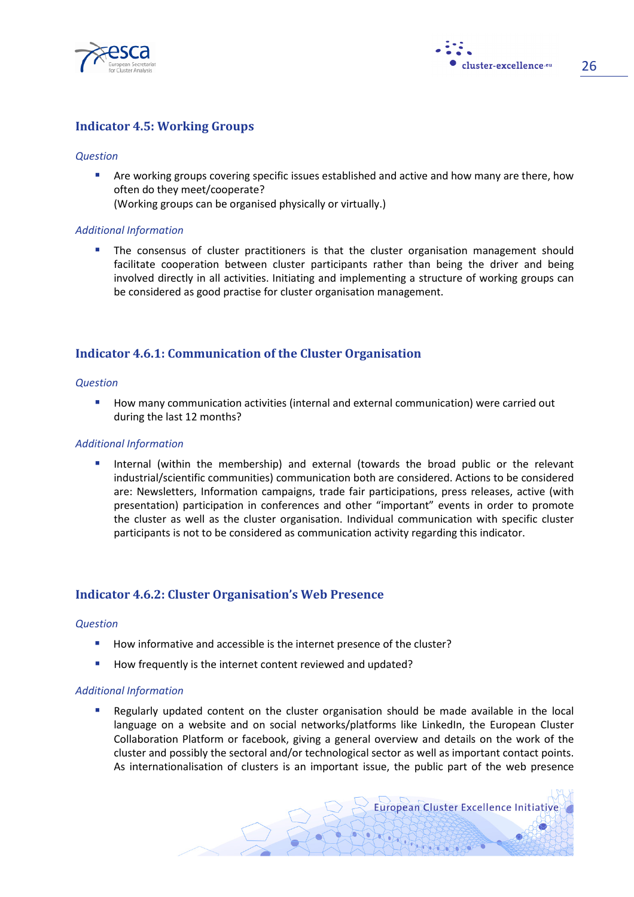### Indicator 4.5: Working Groups

*Question*

- Are working groups covering specific issues established and active and how many are there, how often do they meet/cooperate?
  (Working groups can be organised physically or virtually.)

*Additional Information*

- The consensus of cluster practitioners is that the cluster organisation management should facilitate cooperation between cluster participants rather than being the driver and being involved directly in all activities. Initiating and implementing a structure of working groups can be considered as good practise for cluster organisation management.

### Indicator 4.6.1: Communication of the Cluster Organisation

*Question*

- How many communication activities (internal and external communication) were carried out during the last 12 months?

*Additional Information*

- Internal (within the membership) and external (towards the broad public or the relevant industrial/scientific communities) communication both are considered. Actions to be considered are: Newsletters, Information campaigns, trade fair participations, press releases, active (with presentation) participation in conferences and other "important" events in order to promote the cluster as well as the cluster organisation. Individual communication with specific cluster participants is not to be considered as communication activity regarding this indicator.

### Indicator 4.6.2: Cluster Organisation's Web Presence

*Question*

- How informative and accessible is the internet presence of the cluster?
- How frequently is the internet content reviewed and updated?

*Additional Information*

- Regularly updated content on the cluster organisation should be made available in the local language on a website and on social networks/platforms like LinkedIn, the European Cluster Collaboration Platform or facebook, giving a general overview and details on the work of the cluster and possibly the sectoral and/or technological sector as well as important contact points. As internationalisation of clusters is an important issue, the public part of the web presence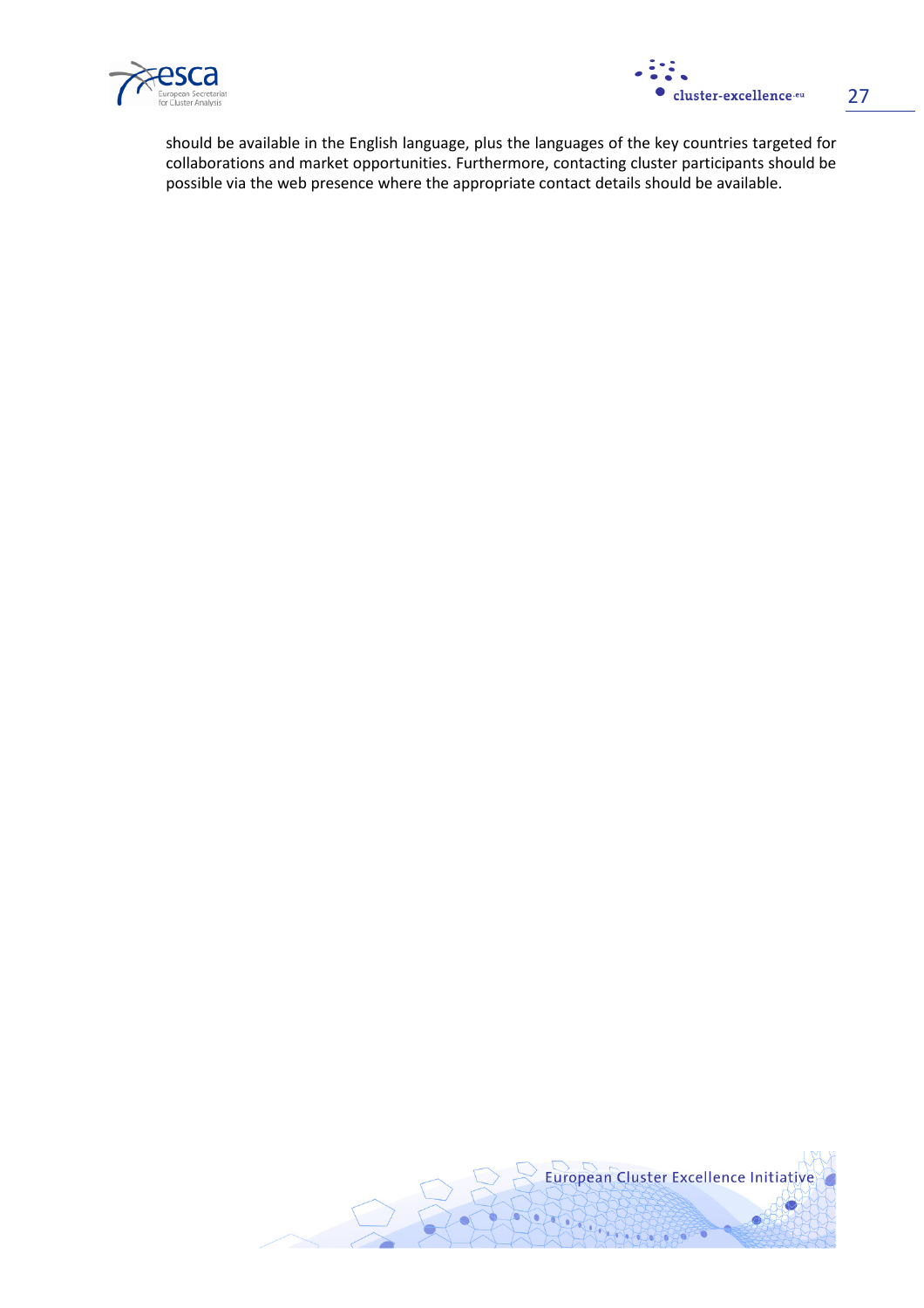should be available in the English language, plus the languages of the key countries targeted for collaborations and market opportunities. Furthermore, contacting cluster participants should be possible via the web presence where the appropriate contact details should be available.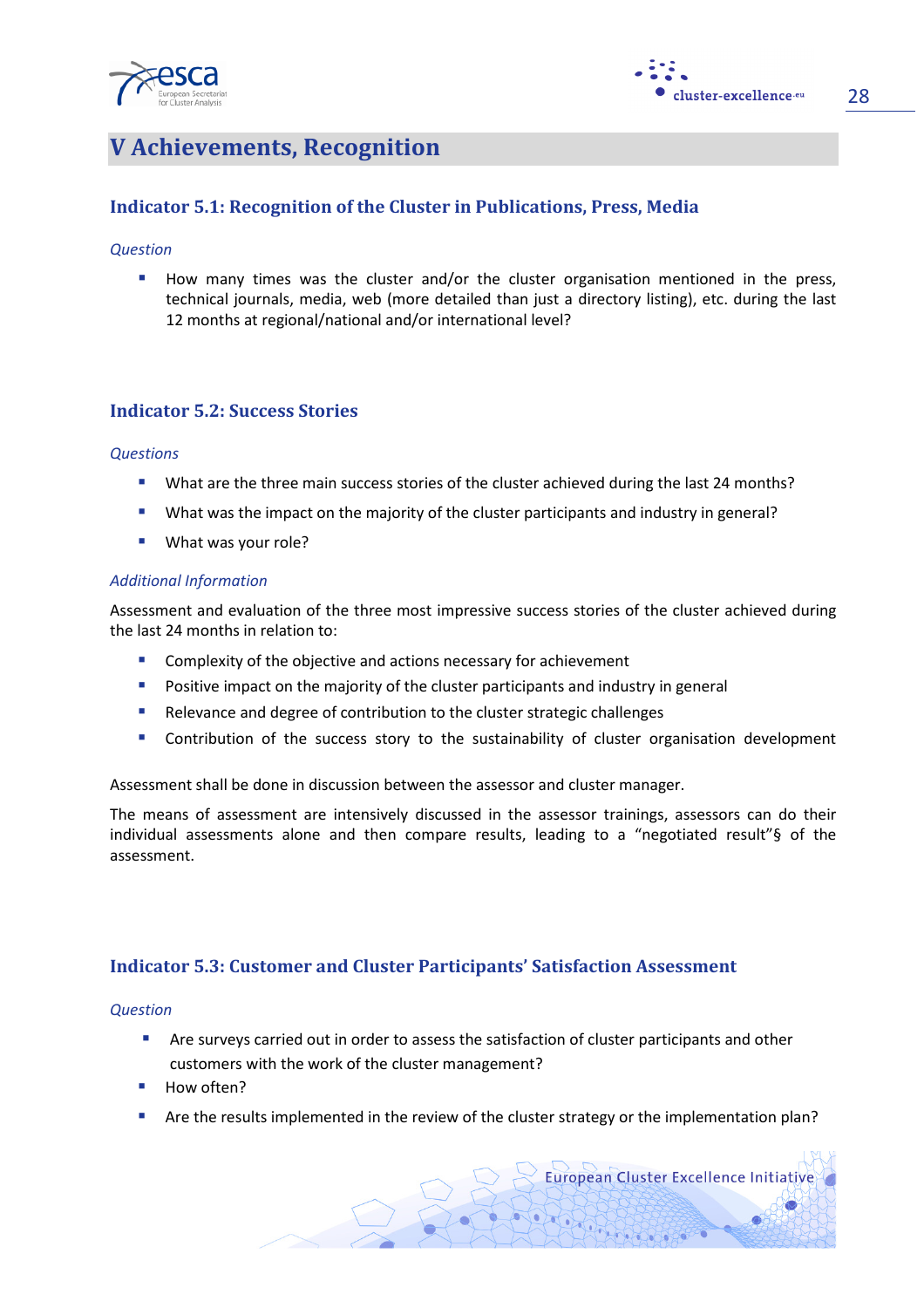# V Achievements, Recognition

## Indicator 5.1: Recognition of the Cluster in Publications, Press, Media

*Question*

- How many times was the cluster and/or the cluster organisation mentioned in the press, technical journals, media, web (more detailed than just a directory listing), etc. during the last 12 months at regional/national and/or international level?

## Indicator 5.2: Success Stories

*Questions*

- What are the three main success stories of the cluster achieved during the last 24 months?
- What was the impact on the majority of the cluster participants and industry in general?
- What was your role?

*Additional Information*

Assessment and evaluation of the three most impressive success stories of the cluster achieved during the last 24 months in relation to:

- Complexity of the objective and actions necessary for achievement
- Positive impact on the majority of the cluster participants and industry in general
- Relevance and degree of contribution to the cluster strategic challenges
- Contribution of the success story to the sustainability of cluster organisation development

Assessment shall be done in discussion between the assessor and cluster manager.

The means of assessment are intensively discussed in the assessor trainings, assessors can do their individual assessments alone and then compare results, leading to a "negotiated result"§ of the assessment.

## Indicator 5.3: Customer and Cluster Participants' Satisfaction Assessment

*Question*

- Are surveys carried out in order to assess the satisfaction of cluster participants and other customers with the work of the cluster management?
- How often?
- Are the results implemented in the review of the cluster strategy or the implementation plan?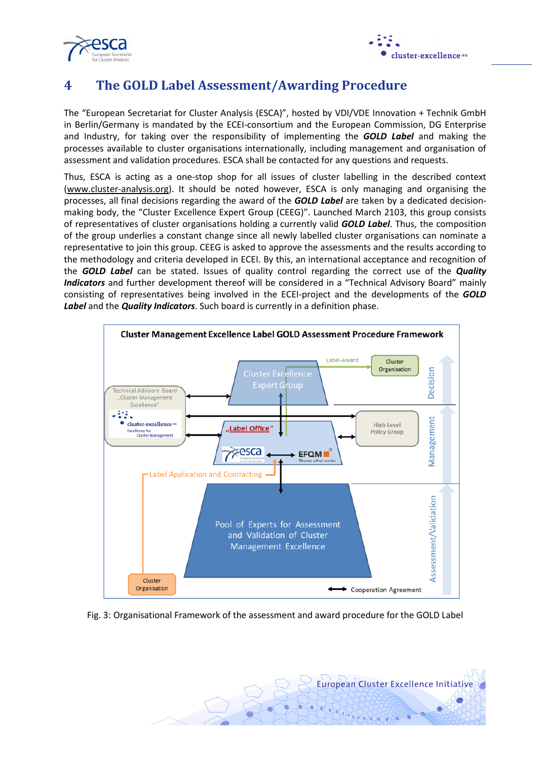# 4 The GOLD Label Assessment/Awarding Procedure

The "European Secretariat for Cluster Analysis (ESCA)", hosted by VDI/VDE Innovation + Technik GmbH in Berlin/Germany is mandated by the ECEI-consortium and the European Commission, DG Enterprise and Industry, for taking over the responsibility of implementing the ***GOLD Label*** and making the processes available to cluster organisations internationally, including management and organisation of assessment and validation procedures. ESCA shall be contacted for any questions and requests.

Thus, ESCA is acting as a one-stop shop for all issues of cluster labelling in the described context (www.cluster-analysis.org). It should be noted however, ESCA is only managing and organising the processes, all final decisions regarding the award of the ***GOLD Label*** are taken by a dedicated decision-making body, the "Cluster Excellence Expert Group (CEEG)". Launched March 2103, this group consists of representatives of cluster organisations holding a currently valid ***GOLD Label***. Thus, the composition of the group underlies a constant change since all newly labelled cluster organisations can nominate a representative to join this group. CEEG is asked to approve the assessments and the results according to the methodology and criteria developed in ECEI. By this, an international acceptance and recognition of the ***GOLD Label*** can be stated. Issues of quality control regarding the correct use of the ***Quality Indicators*** and further development thereof will be considered in a "Technical Advisory Board" mainly consisting of representatives being involved in the ECEI-project and the developments of the ***GOLD Label*** and the ***Quality Indicators***. Such board is currently in a definition phase.

**Cluster Management Excellence Label GOLD Assessment Procedure Framework**

Cluster Excellence Expert Group — Label-Award → Cluster Organisation (Decision)

Technical Advisory Board „Cluster Management Excellence" (cluster-excellence.eu, Excellence for Cluster Management) ↔ Cluster Excellence Expert Group; ↔ High-Level Policy Group; ↔ „Label Office" (esca ↔ EFQM, Shares what works) ↔ High-Level Policy Group (Management)

Cluster Organisation — Label Application and Contracting → „Label Office"

„Label Office" ↔ Pool of Experts for Assessment and Validation of Cluster Management Excellence (Assessment/Validation)

↔ Cooperation Agreement

Fig. 3: Organisational Framework of the assessment and award procedure for the GOLD Label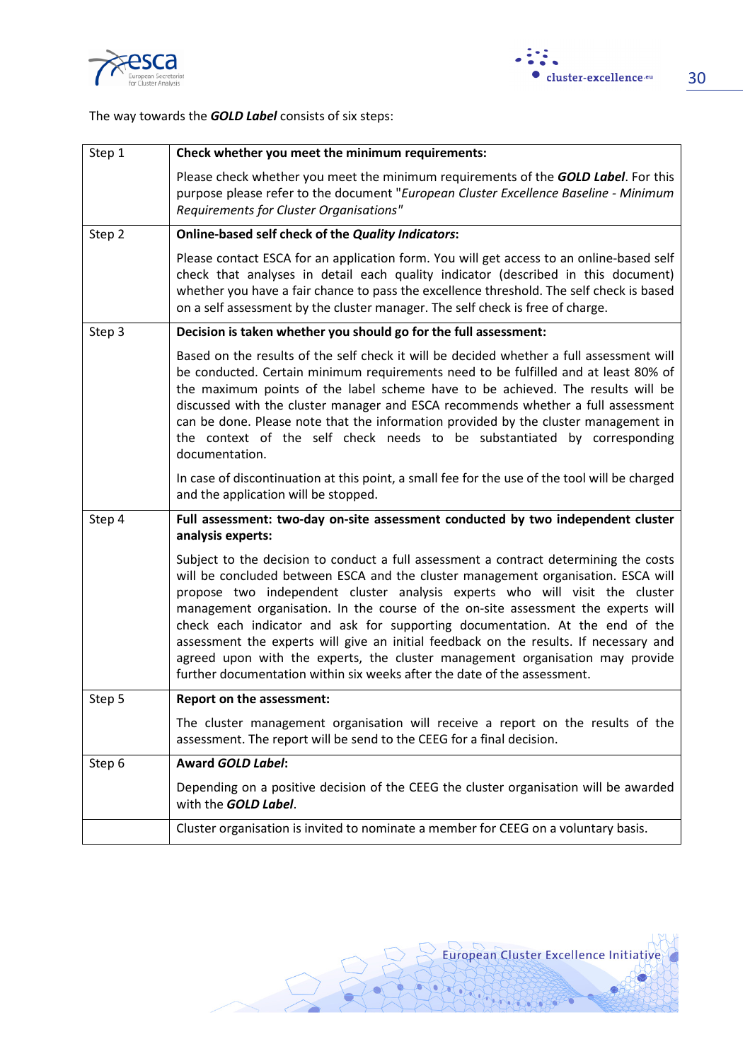The way towards the ***GOLD Label*** consists of six steps:

| | |
|---|---|
| Step 1 | **Check whether you meet the minimum requirements:**<br><br>Please check whether you meet the minimum requirements of the ***GOLD Label***. For this purpose please refer to the document "*European Cluster Excellence Baseline - Minimum Requirements for Cluster Organisations*" |
| Step 2 | **Online-based self check of the *Quality Indicators*:**<br><br>Please contact ESCA for an application form. You will get access to an online-based self check that analyses in detail each quality indicator (described in this document) whether you have a fair chance to pass the excellence threshold. The self check is based on a self assessment by the cluster manager. The self check is free of charge. |
| Step 3 | **Decision is taken whether you should go for the full assessment:**<br><br>Based on the results of the self check it will be decided whether a full assessment will be conducted. Certain minimum requirements need to be fulfilled and at least 80% of the maximum points of the label scheme have to be achieved. The results will be discussed with the cluster manager and ESCA recommends whether a full assessment can be done. Please note that the information provided by the cluster management in the context of the self check needs to be substantiated by corresponding documentation.<br><br>In case of discontinuation at this point, a small fee for the use of the tool will be charged and the application will be stopped. |
| Step 4 | **Full assessment: two-day on-site assessment conducted by two independent cluster analysis experts:**<br><br>Subject to the decision to conduct a full assessment a contract determining the costs will be concluded between ESCA and the cluster management organisation. ESCA will propose two independent cluster analysis experts who will visit the cluster management organisation. In the course of the on-site assessment the experts will check each indicator and ask for supporting documentation. At the end of the assessment the experts will give an initial feedback on the results. If necessary and agreed upon with the experts, the cluster management organisation may provide further documentation within six weeks after the date of the assessment. |
| Step 5 | **Report on the assessment:**<br><br>The cluster management organisation will receive a report on the results of the assessment. The report will be send to the CEEG for a final decision. |
| Step 6 | **Award *GOLD Label*:**<br><br>Depending on a positive decision of the CEEG the cluster organisation will be awarded with the ***GOLD Label***. |
| | Cluster organisation is invited to nominate a member for CEEG on a voluntary basis. |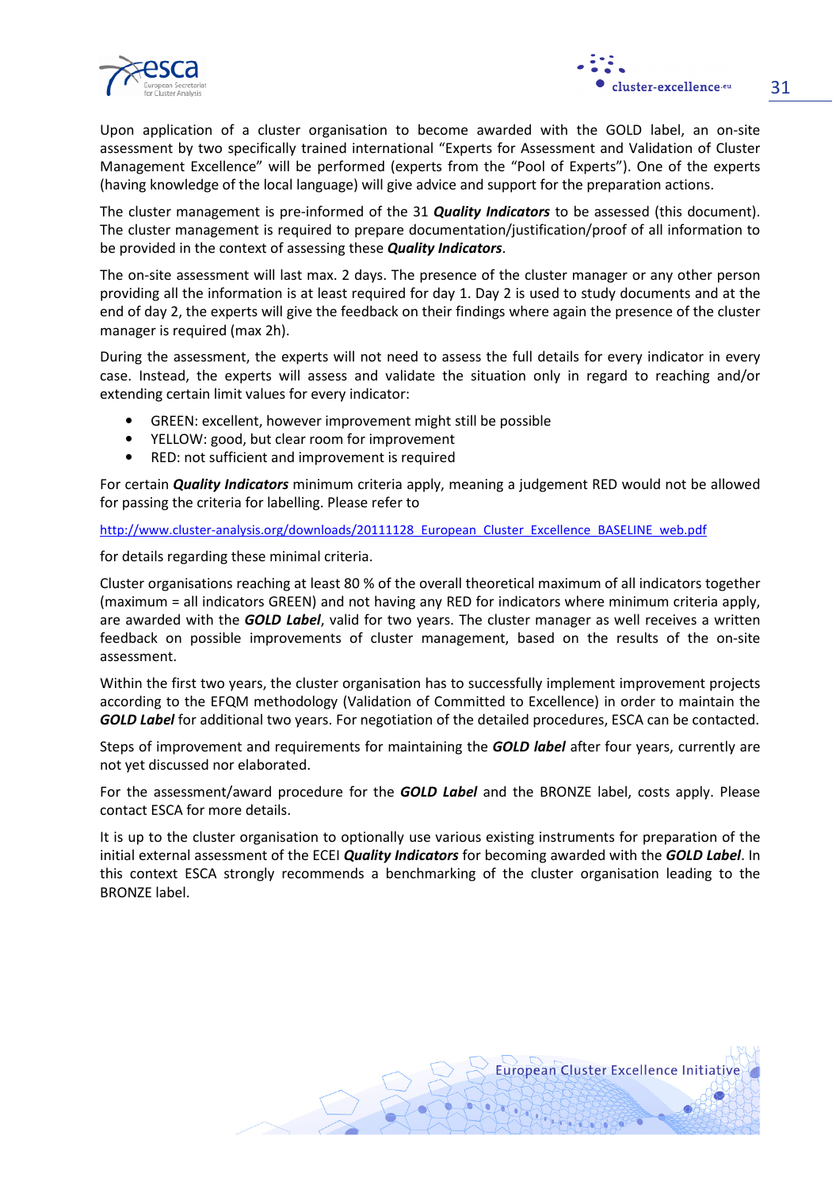Upon application of a cluster organisation to become awarded with the GOLD label, an on-site assessment by two specifically trained international "Experts for Assessment and Validation of Cluster Management Excellence" will be performed (experts from the "Pool of Experts"). One of the experts (having knowledge of the local language) will give advice and support for the preparation actions.

The cluster management is pre-informed of the 31 ***Quality Indicators*** to be assessed (this document). The cluster management is required to prepare documentation/justification/proof of all information to be provided in the context of assessing these ***Quality Indicators***.

The on-site assessment will last max. 2 days. The presence of the cluster manager or any other person providing all the information is at least required for day 1. Day 2 is used to study documents and at the end of day 2, the experts will give the feedback on their findings where again the presence of the cluster manager is required (max 2h).

During the assessment, the experts will not need to assess the full details for every indicator in every case. Instead, the experts will assess and validate the situation only in regard to reaching and/or extending certain limit values for every indicator:

- GREEN: excellent, however improvement might still be possible
- YELLOW: good, but clear room for improvement
- RED: not sufficient and improvement is required

For certain ***Quality Indicators*** minimum criteria apply, meaning a judgement RED would not be allowed for passing the criteria for labelling. Please refer to

http://www.cluster-analysis.org/downloads/20111128_European_Cluster_Excellence_BASELINE_web.pdf

for details regarding these minimal criteria.

Cluster organisations reaching at least 80 % of the overall theoretical maximum of all indicators together (maximum = all indicators GREEN) and not having any RED for indicators where minimum criteria apply, are awarded with the ***GOLD Label***, valid for two years. The cluster manager as well receives a written feedback on possible improvements of cluster management, based on the results of the on-site assessment.

Within the first two years, the cluster organisation has to successfully implement improvement projects according to the EFQM methodology (Validation of Committed to Excellence) in order to maintain the ***GOLD Label*** for additional two years. For negotiation of the detailed procedures, ESCA can be contacted.

Steps of improvement and requirements for maintaining the ***GOLD label*** after four years, currently are not yet discussed nor elaborated.

For the assessment/award procedure for the ***GOLD Label*** and the BRONZE label, costs apply. Please contact ESCA for more details.

It is up to the cluster organisation to optionally use various existing instruments for preparation of the initial external assessment of the ECEI ***Quality Indicators*** for becoming awarded with the ***GOLD Label***. In this context ESCA strongly recommends a benchmarking of the cluster organisation leading to the BRONZE label.